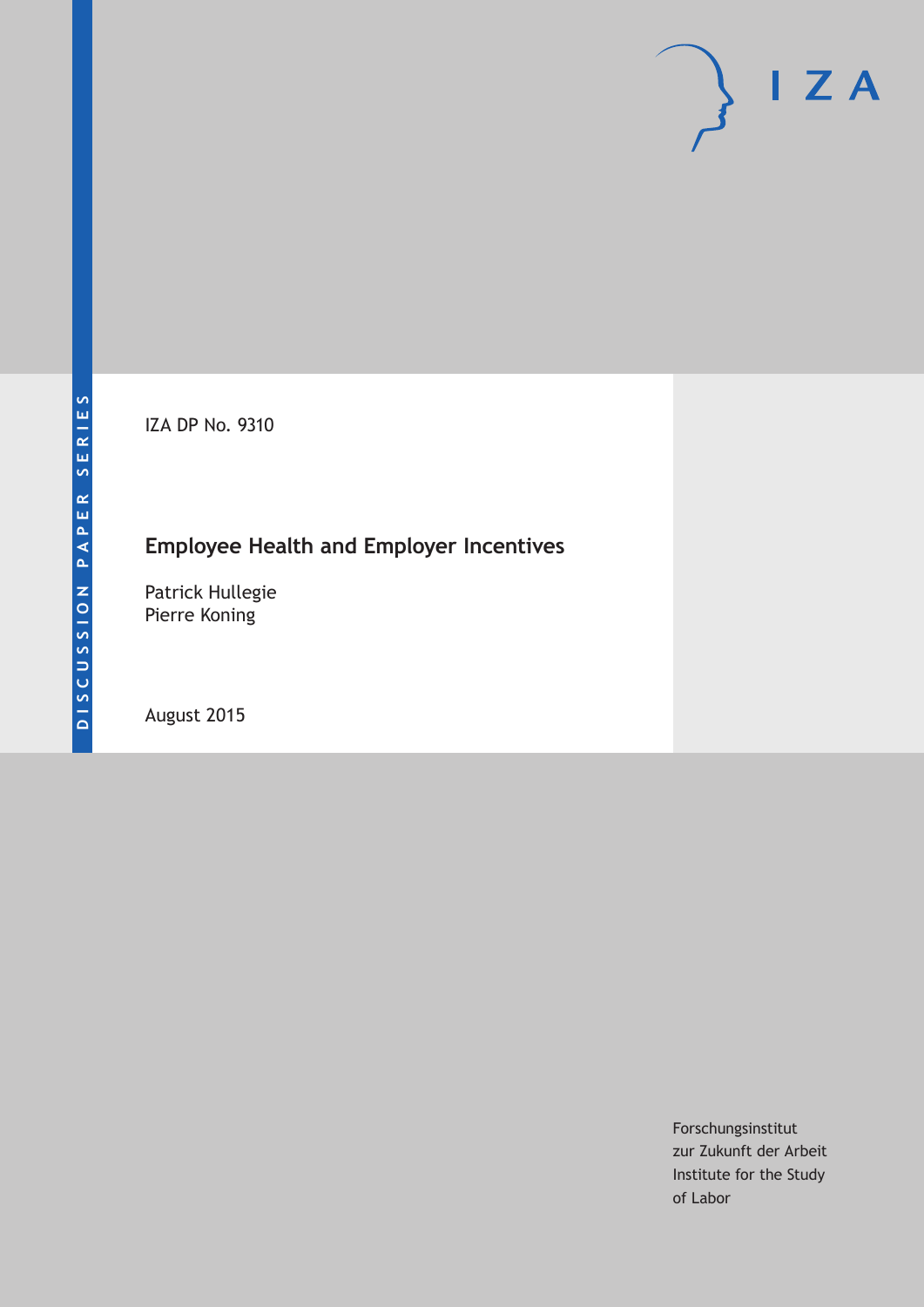DISCUSSION PAPER SERIES

IZA DP No. 9310

# Employee Health and Employer Incentives

Patrick Hullegie
Pierre Koning

August 2015

Forschungsinstitut
zur Zukunft der Arbeit
Institute for the Study
of Labor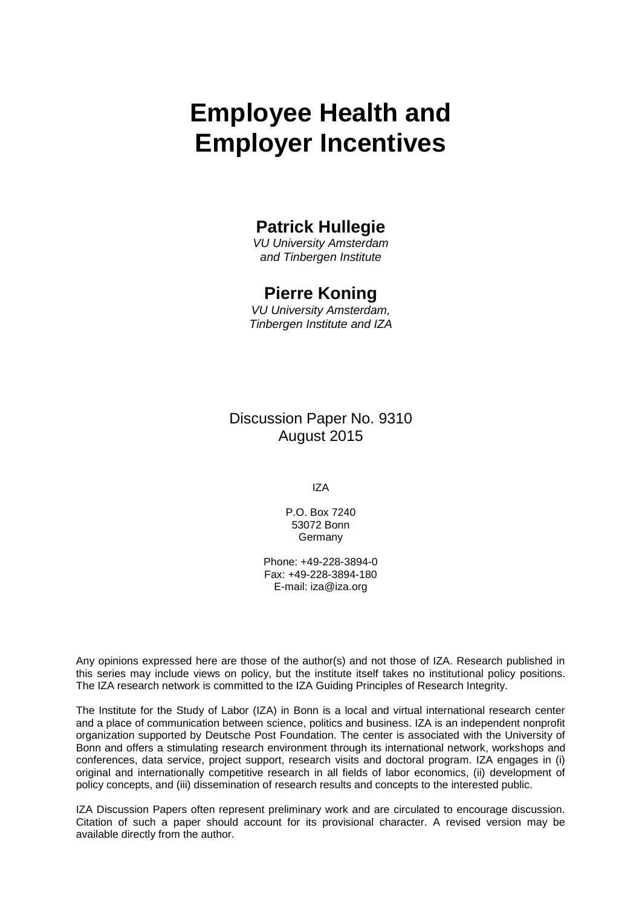# Employee Health and Employer Incentives

**Patrick Hullegie**
*VU University Amsterdam and Tinbergen Institute*

**Pierre Koning**
*VU University Amsterdam, Tinbergen Institute and IZA*

Discussion Paper No. 9310
August 2015

IZA

P.O. Box 7240
53072 Bonn
Germany

Phone: +49-228-3894-0
Fax: +49-228-3894-180
E-mail: iza@iza.org

Any opinions expressed here are those of the author(s) and not those of IZA. Research published in this series may include views on policy, but the institute itself takes no institutional policy positions. The IZA research network is committed to the IZA Guiding Principles of Research Integrity.

The Institute for the Study of Labor (IZA) in Bonn is a local and virtual international research center and a place of communication between science, politics and business. IZA is an independent nonprofit organization supported by Deutsche Post Foundation. The center is associated with the University of Bonn and offers a stimulating research environment through its international network, workshops and conferences, data service, project support, research visits and doctoral program. IZA engages in (i) original and internationally competitive research in all fields of labor economics, (ii) development of policy concepts, and (iii) dissemination of research results and concepts to the interested public.

IZA Discussion Papers often represent preliminary work and are circulated to encourage discussion. Citation of such a paper should account for its provisional character. A revised version may be available directly from the author.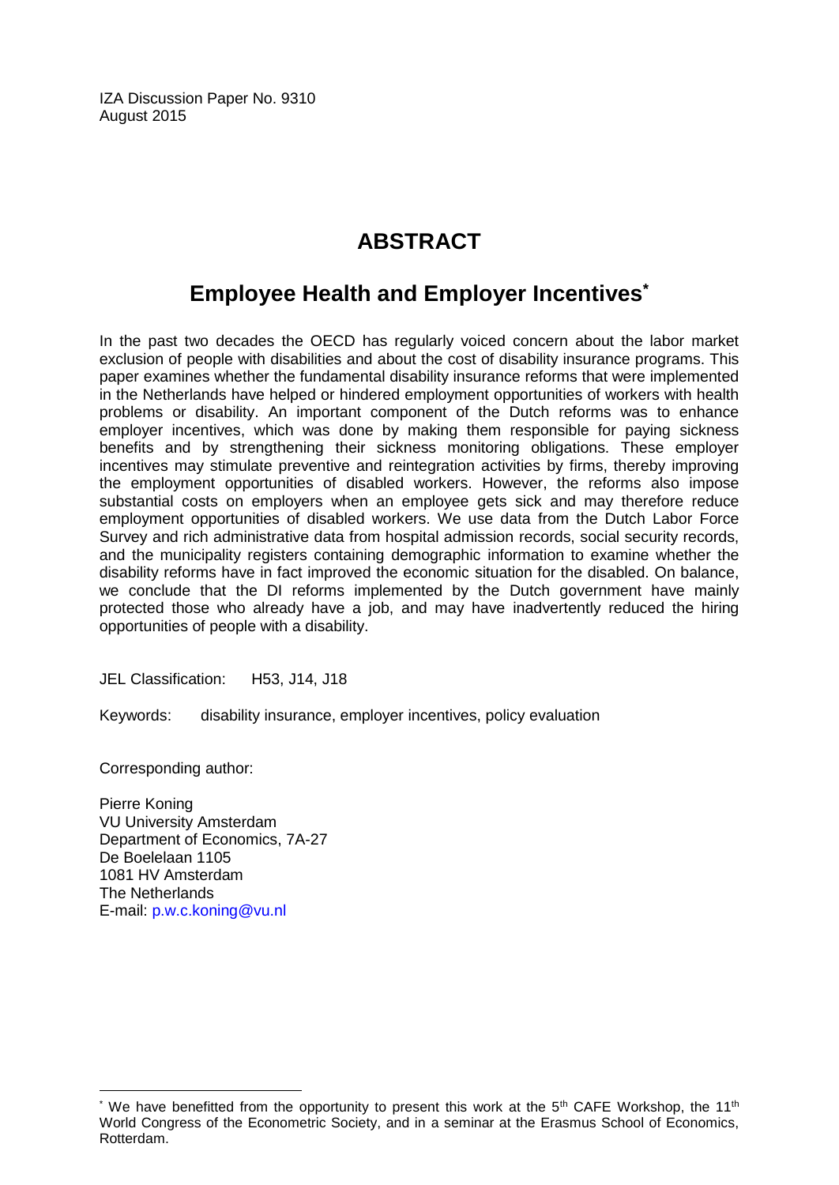IZA Discussion Paper No. 9310
August 2015

# ABSTRACT

## Employee Health and Employer Incentives*

In the past two decades the OECD has regularly voiced concern about the labor market exclusion of people with disabilities and about the cost of disability insurance programs. This paper examines whether the fundamental disability insurance reforms that were implemented in the Netherlands have helped or hindered employment opportunities of workers with health problems or disability. An important component of the Dutch reforms was to enhance employer incentives, which was done by making them responsible for paying sickness benefits and by strengthening their sickness monitoring obligations. These employer incentives may stimulate preventive and reintegration activities by firms, thereby improving the employment opportunities of disabled workers. However, the reforms also impose substantial costs on employers when an employee gets sick and may therefore reduce employment opportunities of disabled workers. We use data from the Dutch Labor Force Survey and rich administrative data from hospital admission records, social security records, and the municipality registers containing demographic information to examine whether the disability reforms have in fact improved the economic situation for the disabled. On balance, we conclude that the DI reforms implemented by the Dutch government have mainly protected those who already have a job, and may have inadvertently reduced the hiring opportunities of people with a disability.

JEL Classification: H53, J14, J18

Keywords: disability insurance, employer incentives, policy evaluation

Corresponding author:

Pierre Koning
VU University Amsterdam
Department of Economics, 7A-27
De Boelelaan 1105
1081 HV Amsterdam
The Netherlands
E-mail: p.w.c.koning@vu.nl

---

* We have benefitted from the opportunity to present this work at the 5th CAFE Workshop, the 11th World Congress of the Econometric Society, and in a seminar at the Erasmus School of Economics, Rotterdam.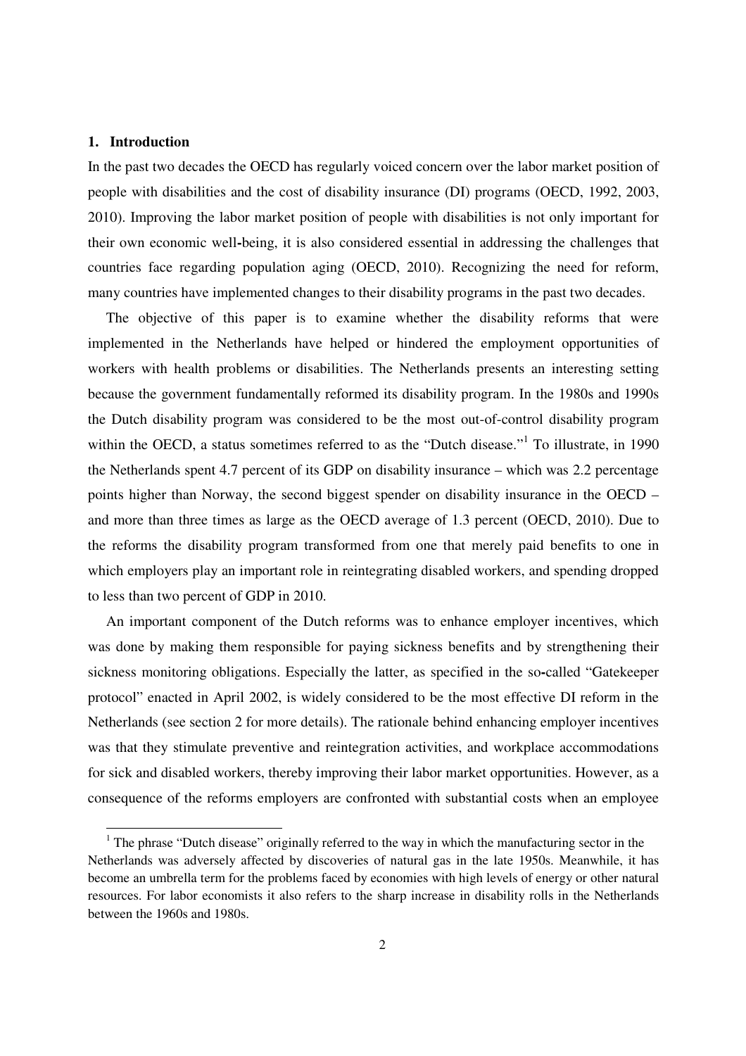## 1. Introduction

In the past two decades the OECD has regularly voiced concern over the labor market position of people with disabilities and the cost of disability insurance (DI) programs (OECD, 1992, 2003, 2010). Improving the labor market position of people with disabilities is not only important for their own economic well-being, it is also considered essential in addressing the challenges that countries face regarding population aging (OECD, 2010). Recognizing the need for reform, many countries have implemented changes to their disability programs in the past two decades.

The objective of this paper is to examine whether the disability reforms that were implemented in the Netherlands have helped or hindered the employment opportunities of workers with health problems or disabilities. The Netherlands presents an interesting setting because the government fundamentally reformed its disability program. In the 1980s and 1990s the Dutch disability program was considered to be the most out-of-control disability program within the OECD, a status sometimes referred to as the "Dutch disease."[1] To illustrate, in 1990 the Netherlands spent 4.7 percent of its GDP on disability insurance – which was 2.2 percentage points higher than Norway, the second biggest spender on disability insurance in the OECD – and more than three times as large as the OECD average of 1.3 percent (OECD, 2010). Due to the reforms the disability program transformed from one that merely paid benefits to one in which employers play an important role in reintegrating disabled workers, and spending dropped to less than two percent of GDP in 2010.

An important component of the Dutch reforms was to enhance employer incentives, which was done by making them responsible for paying sickness benefits and by strengthening their sickness monitoring obligations. Especially the latter, as specified in the so-called "Gatekeeper protocol" enacted in April 2002, is widely considered to be the most effective DI reform in the Netherlands (see section 2 for more details). The rationale behind enhancing employer incentives was that they stimulate preventive and reintegration activities, and workplace accommodations for sick and disabled workers, thereby improving their labor market opportunities. However, as a consequence of the reforms employers are confronted with substantial costs when an employee

[1] The phrase "Dutch disease" originally referred to the way in which the manufacturing sector in the Netherlands was adversely affected by discoveries of natural gas in the late 1950s. Meanwhile, it has become an umbrella term for the problems faced by economies with high levels of energy or other natural resources. For labor economists it also refers to the sharp increase in disability rolls in the Netherlands between the 1960s and 1980s.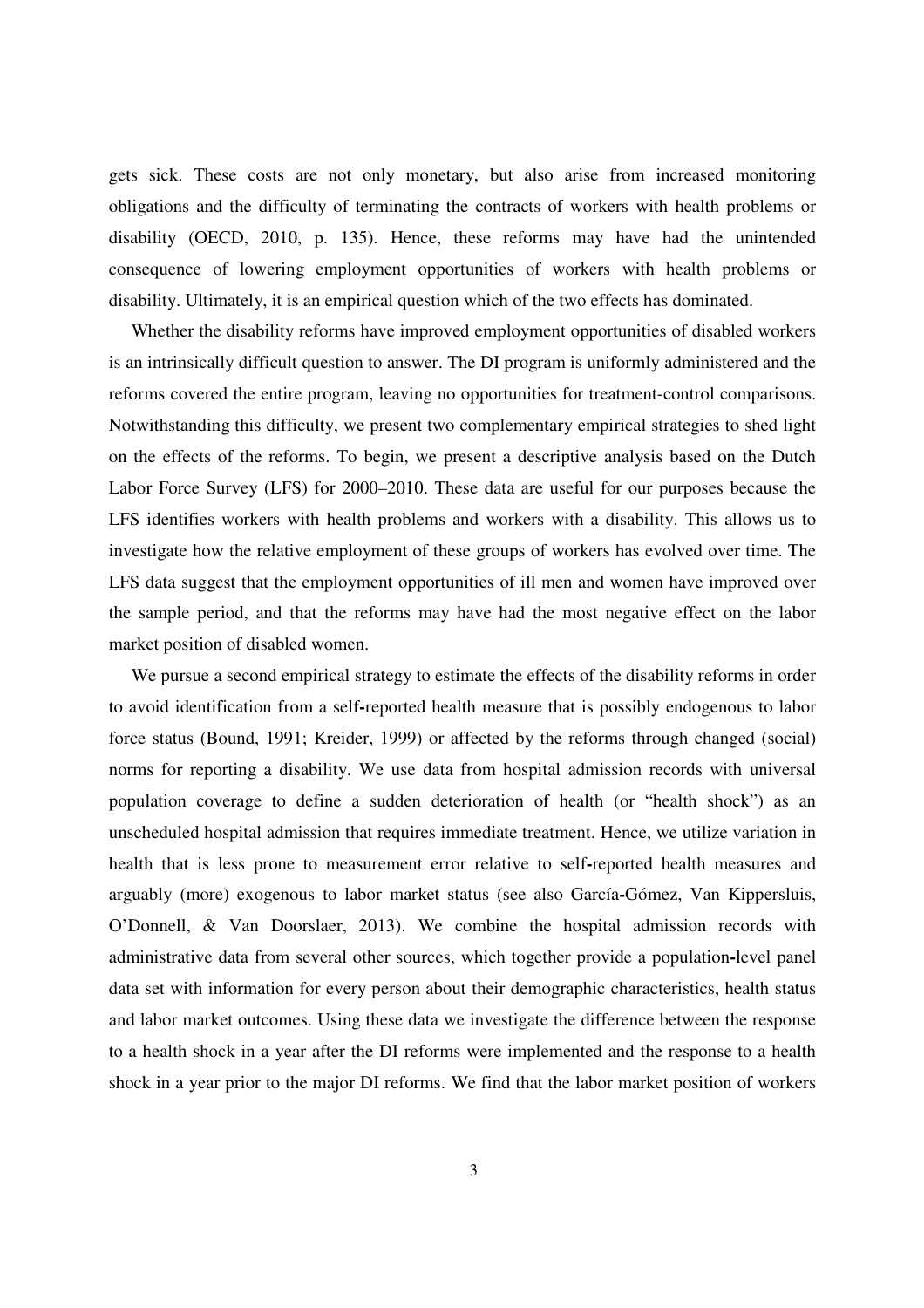gets sick. These costs are not only monetary, but also arise from increased monitoring obligations and the difficulty of terminating the contracts of workers with health problems or disability (OECD, 2010, p. 135). Hence, these reforms may have had the unintended consequence of lowering employment opportunities of workers with health problems or disability. Ultimately, it is an empirical question which of the two effects has dominated.

Whether the disability reforms have improved employment opportunities of disabled workers is an intrinsically difficult question to answer. The DI program is uniformly administered and the reforms covered the entire program, leaving no opportunities for treatment-control comparisons. Notwithstanding this difficulty, we present two complementary empirical strategies to shed light on the effects of the reforms. To begin, we present a descriptive analysis based on the Dutch Labor Force Survey (LFS) for 2000–2010. These data are useful for our purposes because the LFS identifies workers with health problems and workers with a disability. This allows us to investigate how the relative employment of these groups of workers has evolved over time. The LFS data suggest that the employment opportunities of ill men and women have improved over the sample period, and that the reforms may have had the most negative effect on the labor market position of disabled women.

We pursue a second empirical strategy to estimate the effects of the disability reforms in order to avoid identification from a self-reported health measure that is possibly endogenous to labor force status (Bound, 1991; Kreider, 1999) or affected by the reforms through changed (social) norms for reporting a disability. We use data from hospital admission records with universal population coverage to define a sudden deterioration of health (or "health shock") as an unscheduled hospital admission that requires immediate treatment. Hence, we utilize variation in health that is less prone to measurement error relative to self-reported health measures and arguably (more) exogenous to labor market status (see also García-Gómez, Van Kippersluis, O'Donnell, & Van Doorslaer, 2013). We combine the hospital admission records with administrative data from several other sources, which together provide a population-level panel data set with information for every person about their demographic characteristics, health status and labor market outcomes. Using these data we investigate the difference between the response to a health shock in a year after the DI reforms were implemented and the response to a health shock in a year prior to the major DI reforms. We find that the labor market position of workers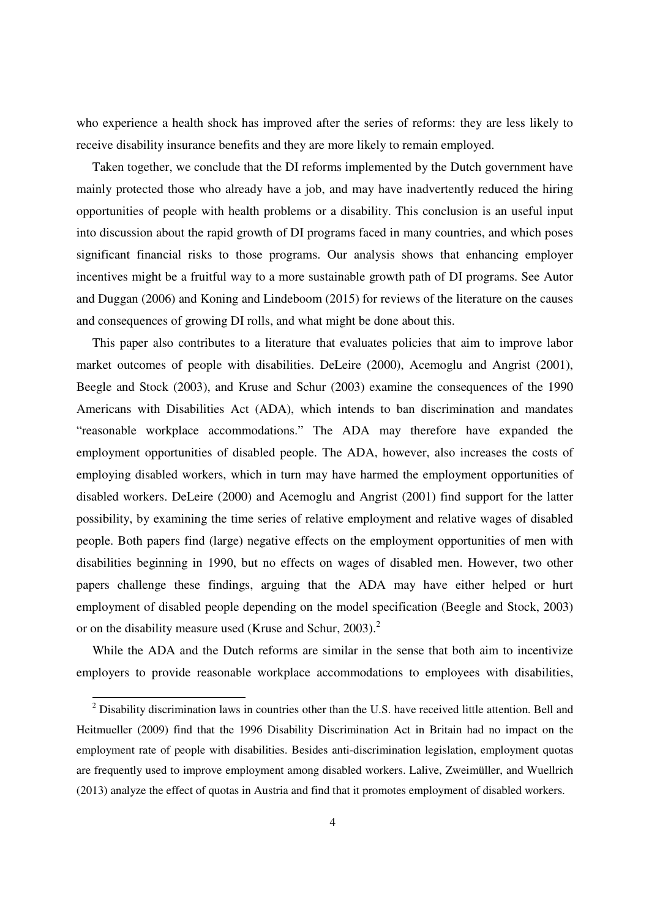who experience a health shock has improved after the series of reforms: they are less likely to receive disability insurance benefits and they are more likely to remain employed.

Taken together, we conclude that the DI reforms implemented by the Dutch government have mainly protected those who already have a job, and may have inadvertently reduced the hiring opportunities of people with health problems or a disability. This conclusion is an useful input into discussion about the rapid growth of DI programs faced in many countries, and which poses significant financial risks to those programs. Our analysis shows that enhancing employer incentives might be a fruitful way to a more sustainable growth path of DI programs. See Autor and Duggan (2006) and Koning and Lindeboom (2015) for reviews of the literature on the causes and consequences of growing DI rolls, and what might be done about this.

This paper also contributes to a literature that evaluates policies that aim to improve labor market outcomes of people with disabilities. DeLeire (2000), Acemoglu and Angrist (2001), Beegle and Stock (2003), and Kruse and Schur (2003) examine the consequences of the 1990 Americans with Disabilities Act (ADA), which intends to ban discrimination and mandates "reasonable workplace accommodations." The ADA may therefore have expanded the employment opportunities of disabled people. The ADA, however, also increases the costs of employing disabled workers, which in turn may have harmed the employment opportunities of disabled workers. DeLeire (2000) and Acemoglu and Angrist (2001) find support for the latter possibility, by examining the time series of relative employment and relative wages of disabled people. Both papers find (large) negative effects on the employment opportunities of men with disabilities beginning in 1990, but no effects on wages of disabled men. However, two other papers challenge these findings, arguing that the ADA may have either helped or hurt employment of disabled people depending on the model specification (Beegle and Stock, 2003) or on the disability measure used (Kruse and Schur, 2003).[2]

While the ADA and the Dutch reforms are similar in the sense that both aim to incentivize employers to provide reasonable workplace accommodations to employees with disabilities,

[2] Disability discrimination laws in countries other than the U.S. have received little attention. Bell and Heitmueller (2009) find that the 1996 Disability Discrimination Act in Britain had no impact on the employment rate of people with disabilities. Besides anti-discrimination legislation, employment quotas are frequently used to improve employment among disabled workers. Lalive, Zweimüller, and Wuellrich (2013) analyze the effect of quotas in Austria and find that it promotes employment of disabled workers.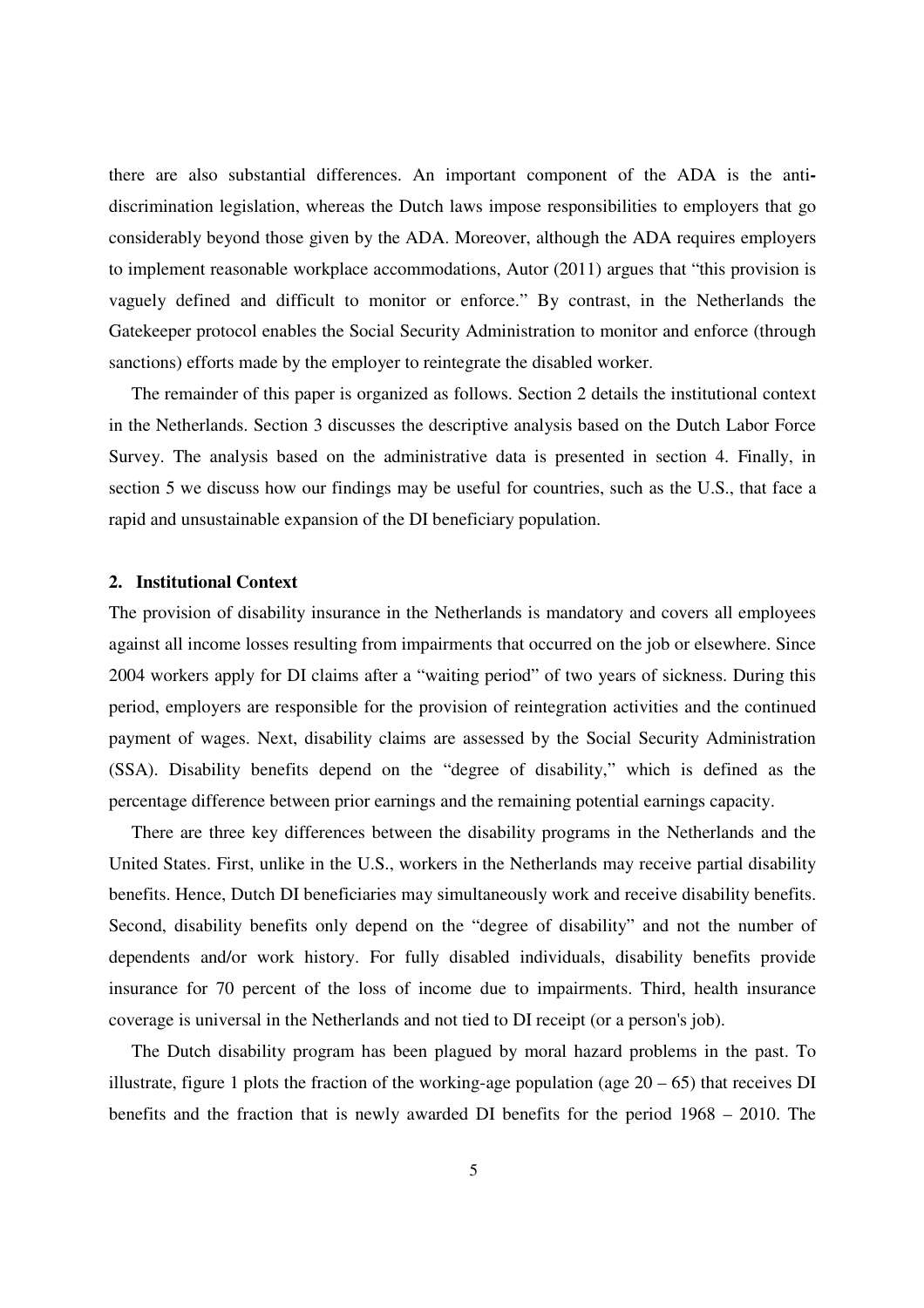there are also substantial differences. An important component of the ADA is the anti-discrimination legislation, whereas the Dutch laws impose responsibilities to employers that go considerably beyond those given by the ADA. Moreover, although the ADA requires employers to implement reasonable workplace accommodations, Autor (2011) argues that "this provision is vaguely defined and difficult to monitor or enforce." By contrast, in the Netherlands the Gatekeeper protocol enables the Social Security Administration to monitor and enforce (through sanctions) efforts made by the employer to reintegrate the disabled worker.

The remainder of this paper is organized as follows. Section 2 details the institutional context in the Netherlands. Section 3 discusses the descriptive analysis based on the Dutch Labor Force Survey. The analysis based on the administrative data is presented in section 4. Finally, in section 5 we discuss how our findings may be useful for countries, such as the U.S., that face a rapid and unsustainable expansion of the DI beneficiary population.

## 2. Institutional Context

The provision of disability insurance in the Netherlands is mandatory and covers all employees against all income losses resulting from impairments that occurred on the job or elsewhere. Since 2004 workers apply for DI claims after a "waiting period" of two years of sickness. During this period, employers are responsible for the provision of reintegration activities and the continued payment of wages. Next, disability claims are assessed by the Social Security Administration (SSA). Disability benefits depend on the "degree of disability," which is defined as the percentage difference between prior earnings and the remaining potential earnings capacity.

There are three key differences between the disability programs in the Netherlands and the United States. First, unlike in the U.S., workers in the Netherlands may receive partial disability benefits. Hence, Dutch DI beneficiaries may simultaneously work and receive disability benefits. Second, disability benefits only depend on the "degree of disability" and not the number of dependents and/or work history. For fully disabled individuals, disability benefits provide insurance for 70 percent of the loss of income due to impairments. Third, health insurance coverage is universal in the Netherlands and not tied to DI receipt (or a person's job).

The Dutch disability program has been plagued by moral hazard problems in the past. To illustrate, figure 1 plots the fraction of the working-age population (age 20 – 65) that receives DI benefits and the fraction that is newly awarded DI benefits for the period 1968 – 2010. The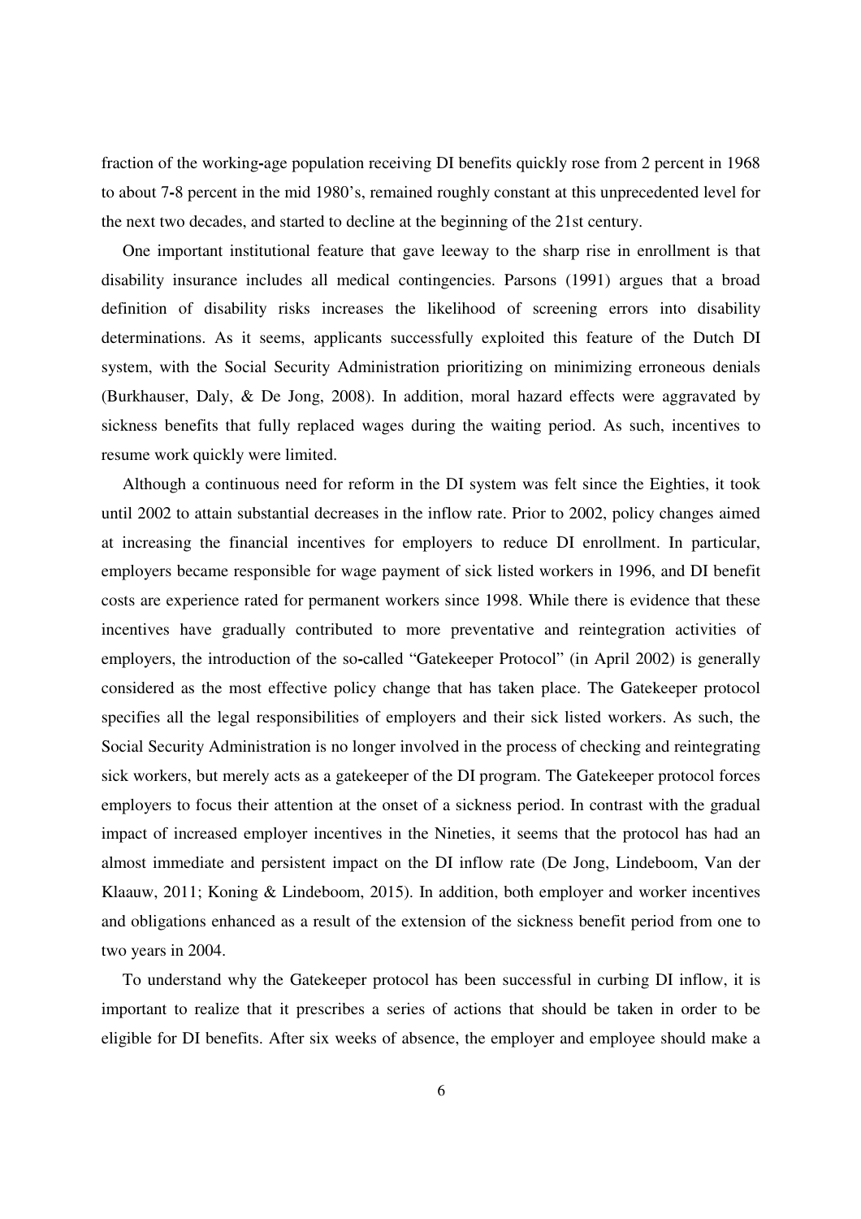fraction of the working-age population receiving DI benefits quickly rose from 2 percent in 1968 to about 7-8 percent in the mid 1980's, remained roughly constant at this unprecedented level for the next two decades, and started to decline at the beginning of the 21st century.

One important institutional feature that gave leeway to the sharp rise in enrollment is that disability insurance includes all medical contingencies. Parsons (1991) argues that a broad definition of disability risks increases the likelihood of screening errors into disability determinations. As it seems, applicants successfully exploited this feature of the Dutch DI system, with the Social Security Administration prioritizing on minimizing erroneous denials (Burkhauser, Daly, & De Jong, 2008). In addition, moral hazard effects were aggravated by sickness benefits that fully replaced wages during the waiting period. As such, incentives to resume work quickly were limited.

Although a continuous need for reform in the DI system was felt since the Eighties, it took until 2002 to attain substantial decreases in the inflow rate. Prior to 2002, policy changes aimed at increasing the financial incentives for employers to reduce DI enrollment. In particular, employers became responsible for wage payment of sick listed workers in 1996, and DI benefit costs are experience rated for permanent workers since 1998. While there is evidence that these incentives have gradually contributed to more preventative and reintegration activities of employers, the introduction of the so-called "Gatekeeper Protocol" (in April 2002) is generally considered as the most effective policy change that has taken place. The Gatekeeper protocol specifies all the legal responsibilities of employers and their sick listed workers. As such, the Social Security Administration is no longer involved in the process of checking and reintegrating sick workers, but merely acts as a gatekeeper of the DI program. The Gatekeeper protocol forces employers to focus their attention at the onset of a sickness period. In contrast with the gradual impact of increased employer incentives in the Nineties, it seems that the protocol has had an almost immediate and persistent impact on the DI inflow rate (De Jong, Lindeboom, Van der Klaauw, 2011; Koning & Lindeboom, 2015). In addition, both employer and worker incentives and obligations enhanced as a result of the extension of the sickness benefit period from one to two years in 2004.

To understand why the Gatekeeper protocol has been successful in curbing DI inflow, it is important to realize that it prescribes a series of actions that should be taken in order to be eligible for DI benefits. After six weeks of absence, the employer and employee should make a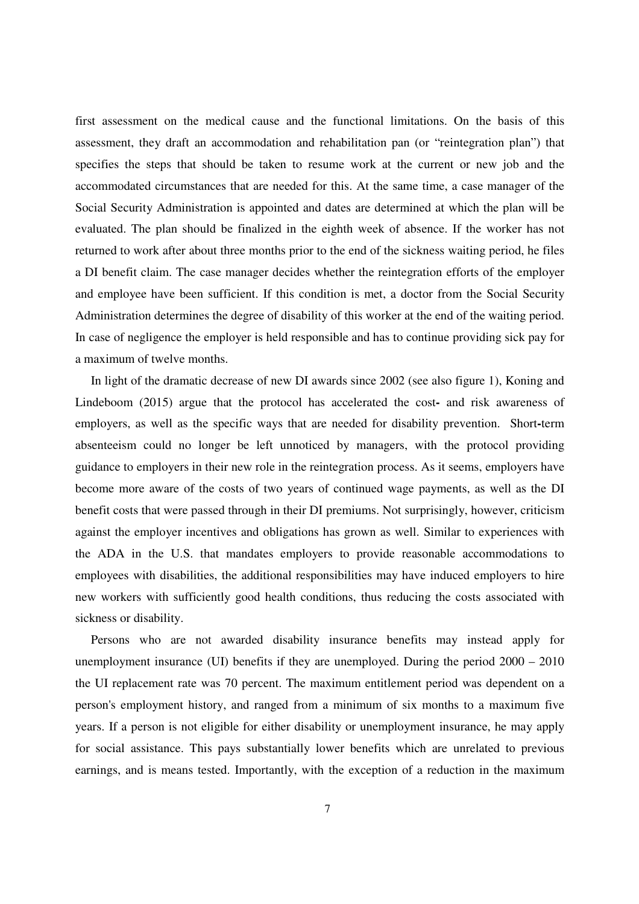first assessment on the medical cause and the functional limitations. On the basis of this assessment, they draft an accommodation and rehabilitation pan (or "reintegration plan") that specifies the steps that should be taken to resume work at the current or new job and the accommodated circumstances that are needed for this. At the same time, a case manager of the Social Security Administration is appointed and dates are determined at which the plan will be evaluated. The plan should be finalized in the eighth week of absence. If the worker has not returned to work after about three months prior to the end of the sickness waiting period, he files a DI benefit claim. The case manager decides whether the reintegration efforts of the employer and employee have been sufficient. If this condition is met, a doctor from the Social Security Administration determines the degree of disability of this worker at the end of the waiting period. In case of negligence the employer is held responsible and has to continue providing sick pay for a maximum of twelve months.

In light of the dramatic decrease of new DI awards since 2002 (see also figure 1), Koning and Lindeboom (2015) argue that the protocol has accelerated the cost- and risk awareness of employers, as well as the specific ways that are needed for disability prevention. Short-term absenteeism could no longer be left unnoticed by managers, with the protocol providing guidance to employers in their new role in the reintegration process. As it seems, employers have become more aware of the costs of two years of continued wage payments, as well as the DI benefit costs that were passed through in their DI premiums. Not surprisingly, however, criticism against the employer incentives and obligations has grown as well. Similar to experiences with the ADA in the U.S. that mandates employers to provide reasonable accommodations to employees with disabilities, the additional responsibilities may have induced employers to hire new workers with sufficiently good health conditions, thus reducing the costs associated with sickness or disability.

Persons who are not awarded disability insurance benefits may instead apply for unemployment insurance (UI) benefits if they are unemployed. During the period 2000 – 2010 the UI replacement rate was 70 percent. The maximum entitlement period was dependent on a person's employment history, and ranged from a minimum of six months to a maximum five years. If a person is not eligible for either disability or unemployment insurance, he may apply for social assistance. This pays substantially lower benefits which are unrelated to previous earnings, and is means tested. Importantly, with the exception of a reduction in the maximum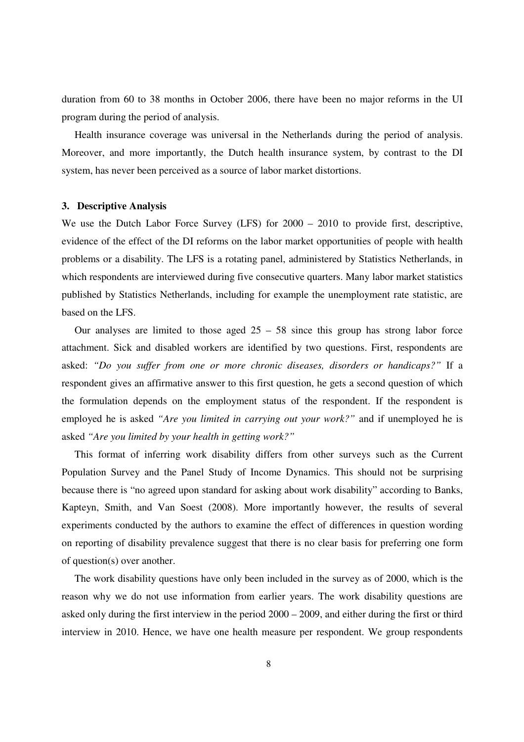duration from 60 to 38 months in October 2006, there have been no major reforms in the UI program during the period of analysis.

Health insurance coverage was universal in the Netherlands during the period of analysis. Moreover, and more importantly, the Dutch health insurance system, by contrast to the DI system, has never been perceived as a source of labor market distortions.

### 3. Descriptive Analysis

We use the Dutch Labor Force Survey (LFS) for 2000 – 2010 to provide first, descriptive, evidence of the effect of the DI reforms on the labor market opportunities of people with health problems or a disability. The LFS is a rotating panel, administered by Statistics Netherlands, in which respondents are interviewed during five consecutive quarters. Many labor market statistics published by Statistics Netherlands, including for example the unemployment rate statistic, are based on the LFS.

Our analyses are limited to those aged 25 – 58 since this group has strong labor force attachment. Sick and disabled workers are identified by two questions. First, respondents are asked: *"Do you suffer from one or more chronic diseases, disorders or handicaps?"* If a respondent gives an affirmative answer to this first question, he gets a second question of which the formulation depends on the employment status of the respondent. If the respondent is employed he is asked *"Are you limited in carrying out your work?"* and if unemployed he is asked *"Are you limited by your health in getting work?"*

This format of inferring work disability differs from other surveys such as the Current Population Survey and the Panel Study of Income Dynamics. This should not be surprising because there is "no agreed upon standard for asking about work disability" according to Banks, Kapteyn, Smith, and Van Soest (2008). More importantly however, the results of several experiments conducted by the authors to examine the effect of differences in question wording on reporting of disability prevalence suggest that there is no clear basis for preferring one form of question(s) over another.

The work disability questions have only been included in the survey as of 2000, which is the reason why we do not use information from earlier years. The work disability questions are asked only during the first interview in the period 2000 – 2009, and either during the first or third interview in 2010. Hence, we have one health measure per respondent. We group respondents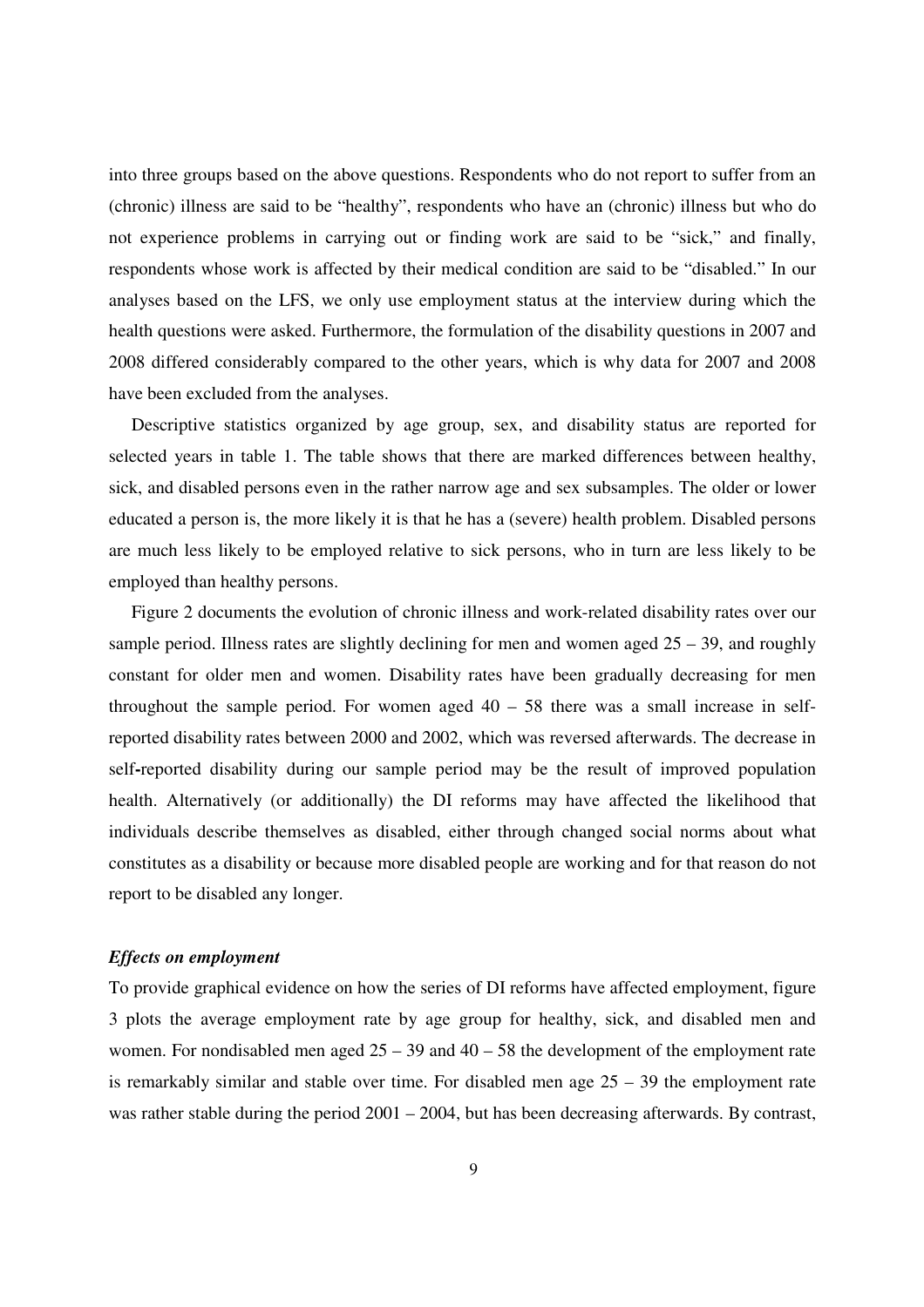into three groups based on the above questions. Respondents who do not report to suffer from an (chronic) illness are said to be "healthy", respondents who have an (chronic) illness but who do not experience problems in carrying out or finding work are said to be "sick," and finally, respondents whose work is affected by their medical condition are said to be "disabled." In our analyses based on the LFS, we only use employment status at the interview during which the health questions were asked. Furthermore, the formulation of the disability questions in 2007 and 2008 differed considerably compared to the other years, which is why data for 2007 and 2008 have been excluded from the analyses.

Descriptive statistics organized by age group, sex, and disability status are reported for selected years in table 1. The table shows that there are marked differences between healthy, sick, and disabled persons even in the rather narrow age and sex subsamples. The older or lower educated a person is, the more likely it is that he has a (severe) health problem. Disabled persons are much less likely to be employed relative to sick persons, who in turn are less likely to be employed than healthy persons.

Figure 2 documents the evolution of chronic illness and work-related disability rates over our sample period. Illness rates are slightly declining for men and women aged 25 – 39, and roughly constant for older men and women. Disability rates have been gradually decreasing for men throughout the sample period. For women aged 40 – 58 there was a small increase in self-reported disability rates between 2000 and 2002, which was reversed afterwards. The decrease in self-reported disability during our sample period may be the result of improved population health. Alternatively (or additionally) the DI reforms may have affected the likelihood that individuals describe themselves as disabled, either through changed social norms about what constitutes as a disability or because more disabled people are working and for that reason do not report to be disabled any longer.

***Effects on employment***

To provide graphical evidence on how the series of DI reforms have affected employment, figure 3 plots the average employment rate by age group for healthy, sick, and disabled men and women. For nondisabled men aged 25 – 39 and 40 – 58 the development of the employment rate is remarkably similar and stable over time. For disabled men age 25 – 39 the employment rate was rather stable during the period 2001 – 2004, but has been decreasing afterwards. By contrast,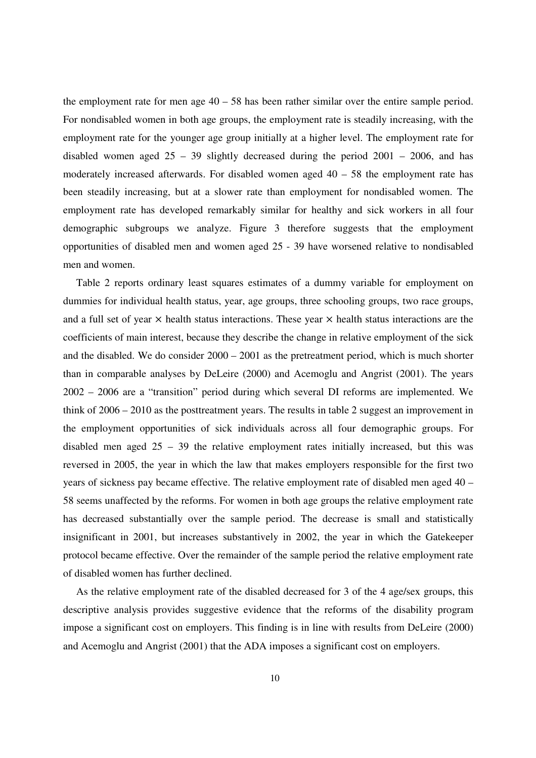the employment rate for men age 40 – 58 has been rather similar over the entire sample period. For nondisabled women in both age groups, the employment rate is steadily increasing, with the employment rate for the younger age group initially at a higher level. The employment rate for disabled women aged 25 – 39 slightly decreased during the period 2001 – 2006, and has moderately increased afterwards. For disabled women aged 40 – 58 the employment rate has been steadily increasing, but at a slower rate than employment for nondisabled women. The employment rate has developed remarkably similar for healthy and sick workers in all four demographic subgroups we analyze. Figure 3 therefore suggests that the employment opportunities of disabled men and women aged 25 - 39 have worsened relative to nondisabled men and women.

Table 2 reports ordinary least squares estimates of a dummy variable for employment on dummies for individual health status, year, age groups, three schooling groups, two race groups, and a full set of year × health status interactions. These year × health status interactions are the coefficients of main interest, because they describe the change in relative employment of the sick and the disabled. We do consider 2000 – 2001 as the pretreatment period, which is much shorter than in comparable analyses by DeLeire (2000) and Acemoglu and Angrist (2001). The years 2002 – 2006 are a "transition" period during which several DI reforms are implemented. We think of 2006 – 2010 as the posttreatment years. The results in table 2 suggest an improvement in the employment opportunities of sick individuals across all four demographic groups. For disabled men aged 25 – 39 the relative employment rates initially increased, but this was reversed in 2005, the year in which the law that makes employers responsible for the first two years of sickness pay became effective. The relative employment rate of disabled men aged 40 – 58 seems unaffected by the reforms. For women in both age groups the relative employment rate has decreased substantially over the sample period. The decrease is small and statistically insignificant in 2001, but increases substantively in 2002, the year in which the Gatekeeper protocol became effective. Over the remainder of the sample period the relative employment rate of disabled women has further declined.

As the relative employment rate of the disabled decreased for 3 of the 4 age/sex groups, this descriptive analysis provides suggestive evidence that the reforms of the disability program impose a significant cost on employers. This finding is in line with results from DeLeire (2000) and Acemoglu and Angrist (2001) that the ADA imposes a significant cost on employers.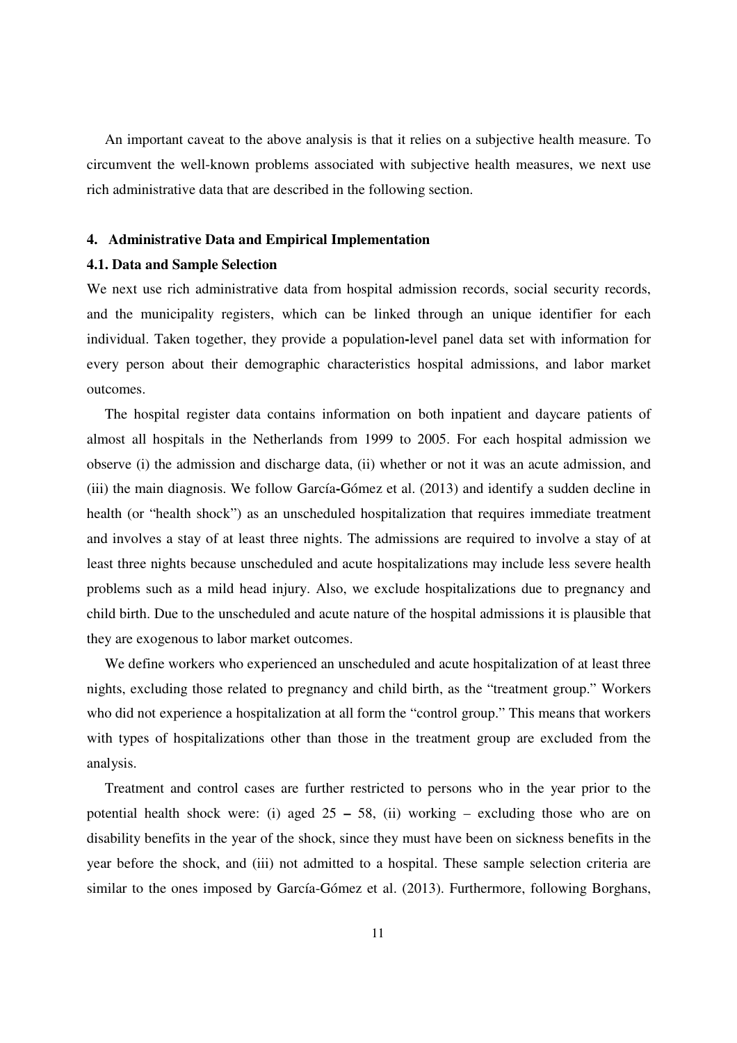An important caveat to the above analysis is that it relies on a subjective health measure. To circumvent the well-known problems associated with subjective health measures, we next use rich administrative data that are described in the following section.

## 4. Administrative Data and Empirical Implementation

### 4.1. Data and Sample Selection

We next use rich administrative data from hospital admission records, social security records, and the municipality registers, which can be linked through an unique identifier for each individual. Taken together, they provide a population-level panel data set with information for every person about their demographic characteristics hospital admissions, and labor market outcomes.

The hospital register data contains information on both inpatient and daycare patients of almost all hospitals in the Netherlands from 1999 to 2005. For each hospital admission we observe (i) the admission and discharge data, (ii) whether or not it was an acute admission, and (iii) the main diagnosis. We follow García-Gómez et al. (2013) and identify a sudden decline in health (or "health shock") as an unscheduled hospitalization that requires immediate treatment and involves a stay of at least three nights. The admissions are required to involve a stay of at least three nights because unscheduled and acute hospitalizations may include less severe health problems such as a mild head injury. Also, we exclude hospitalizations due to pregnancy and child birth. Due to the unscheduled and acute nature of the hospital admissions it is plausible that they are exogenous to labor market outcomes.

We define workers who experienced an unscheduled and acute hospitalization of at least three nights, excluding those related to pregnancy and child birth, as the "treatment group." Workers who did not experience a hospitalization at all form the "control group." This means that workers with types of hospitalizations other than those in the treatment group are excluded from the analysis.

Treatment and control cases are further restricted to persons who in the year prior to the potential health shock were: (i) aged 25 – 58, (ii) working – excluding those who are on disability benefits in the year of the shock, since they must have been on sickness benefits in the year before the shock, and (iii) not admitted to a hospital. These sample selection criteria are similar to the ones imposed by García-Gómez et al. (2013). Furthermore, following Borghans,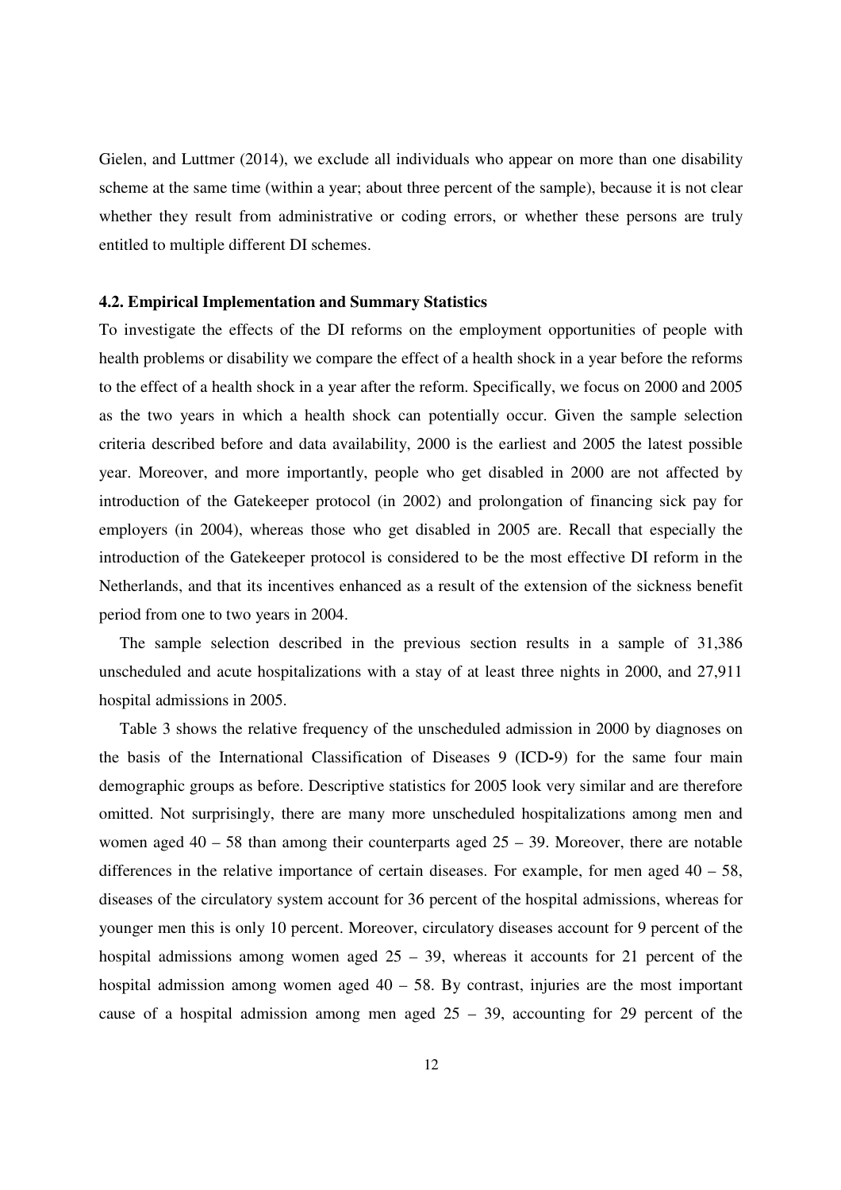Gielen, and Luttmer (2014), we exclude all individuals who appear on more than one disability scheme at the same time (within a year; about three percent of the sample), because it is not clear whether they result from administrative or coding errors, or whether these persons are truly entitled to multiple different DI schemes.

### 4.2. Empirical Implementation and Summary Statistics

To investigate the effects of the DI reforms on the employment opportunities of people with health problems or disability we compare the effect of a health shock in a year before the reforms to the effect of a health shock in a year after the reform. Specifically, we focus on 2000 and 2005 as the two years in which a health shock can potentially occur. Given the sample selection criteria described before and data availability, 2000 is the earliest and 2005 the latest possible year. Moreover, and more importantly, people who get disabled in 2000 are not affected by introduction of the Gatekeeper protocol (in 2002) and prolongation of financing sick pay for employers (in 2004), whereas those who get disabled in 2005 are. Recall that especially the introduction of the Gatekeeper protocol is considered to be the most effective DI reform in the Netherlands, and that its incentives enhanced as a result of the extension of the sickness benefit period from one to two years in 2004.

The sample selection described in the previous section results in a sample of 31,386 unscheduled and acute hospitalizations with a stay of at least three nights in 2000, and 27,911 hospital admissions in 2005.

Table 3 shows the relative frequency of the unscheduled admission in 2000 by diagnoses on the basis of the International Classification of Diseases 9 (ICD-9) for the same four main demographic groups as before. Descriptive statistics for 2005 look very similar and are therefore omitted. Not surprisingly, there are many more unscheduled hospitalizations among men and women aged 40 – 58 than among their counterparts aged 25 – 39. Moreover, there are notable differences in the relative importance of certain diseases. For example, for men aged 40 – 58, diseases of the circulatory system account for 36 percent of the hospital admissions, whereas for younger men this is only 10 percent. Moreover, circulatory diseases account for 9 percent of the hospital admissions among women aged 25 – 39, whereas it accounts for 21 percent of the hospital admission among women aged 40 – 58. By contrast, injuries are the most important cause of a hospital admission among men aged 25 – 39, accounting for 29 percent of the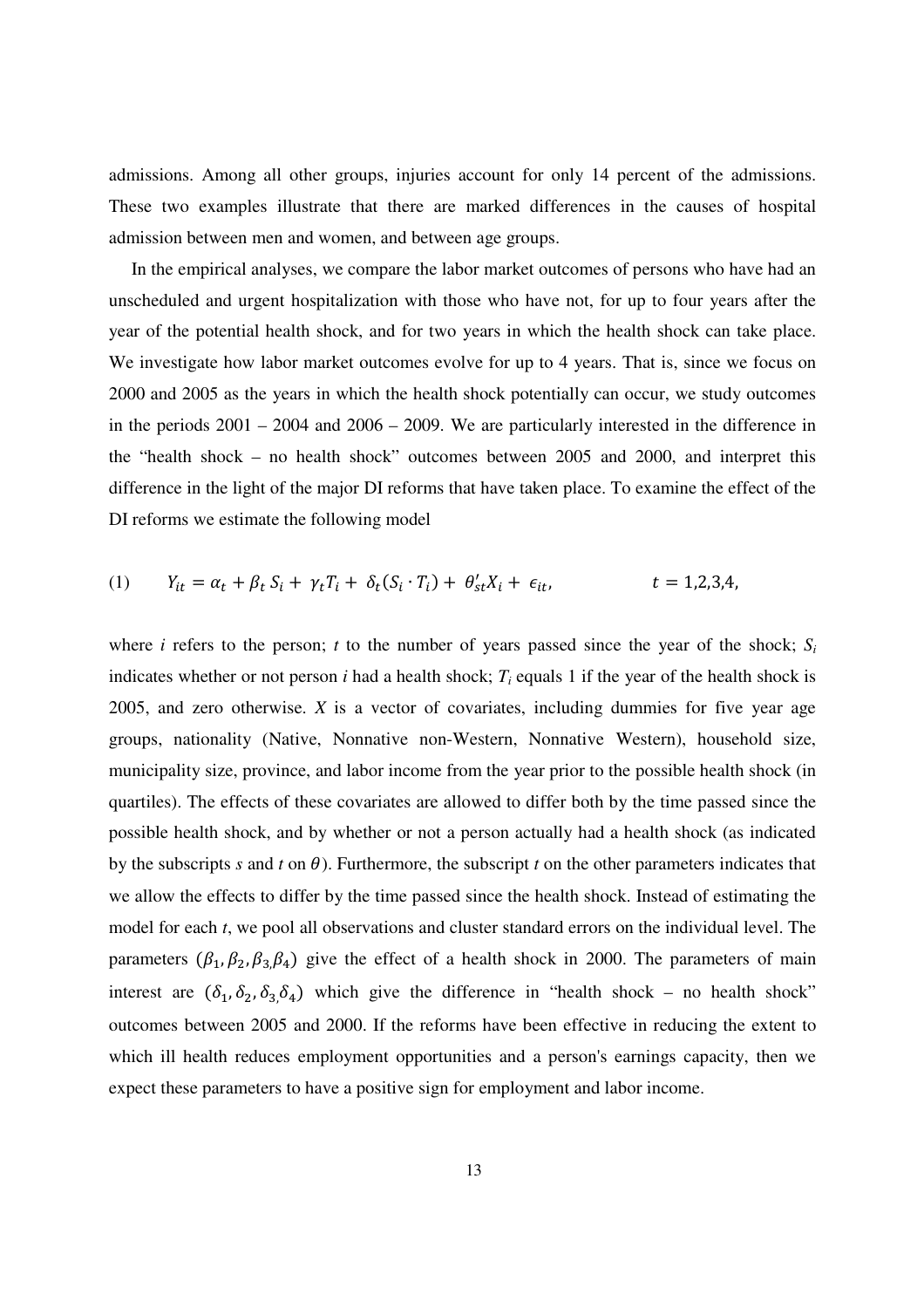admissions. Among all other groups, injuries account for only 14 percent of the admissions. These two examples illustrate that there are marked differences in the causes of hospital admission between men and women, and between age groups.

In the empirical analyses, we compare the labor market outcomes of persons who have had an unscheduled and urgent hospitalization with those who have not, for up to four years after the year of the potential health shock, and for two years in which the health shock can take place. We investigate how labor market outcomes evolve for up to 4 years. That is, since we focus on 2000 and 2005 as the years in which the health shock potentially can occur, we study outcomes in the periods 2001 – 2004 and 2006 – 2009. We are particularly interested in the difference in the "health shock – no health shock" outcomes between 2005 and 2000, and interpret this difference in the light of the major DI reforms that have taken place. To examine the effect of the DI reforms we estimate the following model

$$(1) \qquad Y_{it} = \alpha_t + \beta_t S_i + \gamma_t T_i + \delta_t (S_i \cdot T_i) + \theta'_{st} X_i + \epsilon_{it}, \qquad t = 1,2,3,4,$$

where $i$ refers to the person; $t$ to the number of years passed since the year of the shock; $S_i$ indicates whether or not person $i$ had a health shock; $T_i$ equals 1 if the year of the health shock is 2005, and zero otherwise. $X$ is a vector of covariates, including dummies for five year age groups, nationality (Native, Nonnative non-Western, Nonnative Western), household size, municipality size, province, and labor income from the year prior to the possible health shock (in quartiles). The effects of these covariates are allowed to differ both by the time passed since the possible health shock, and by whether or not a person actually had a health shock (as indicated by the subscripts $s$ and $t$ on $\theta$). Furthermore, the subscript $t$ on the other parameters indicates that we allow the effects to differ by the time passed since the health shock. Instead of estimating the model for each $t$, we pool all observations and cluster standard errors on the individual level. The parameters $(\beta_1, \beta_2, \beta_3, \beta_4)$ give the effect of a health shock in 2000. The parameters of main interest are $(\delta_1, \delta_2, \delta_3, \delta_4)$ which give the difference in "health shock – no health shock" outcomes between 2005 and 2000. If the reforms have been effective in reducing the extent to which ill health reduces employment opportunities and a person's earnings capacity, then we expect these parameters to have a positive sign for employment and labor income.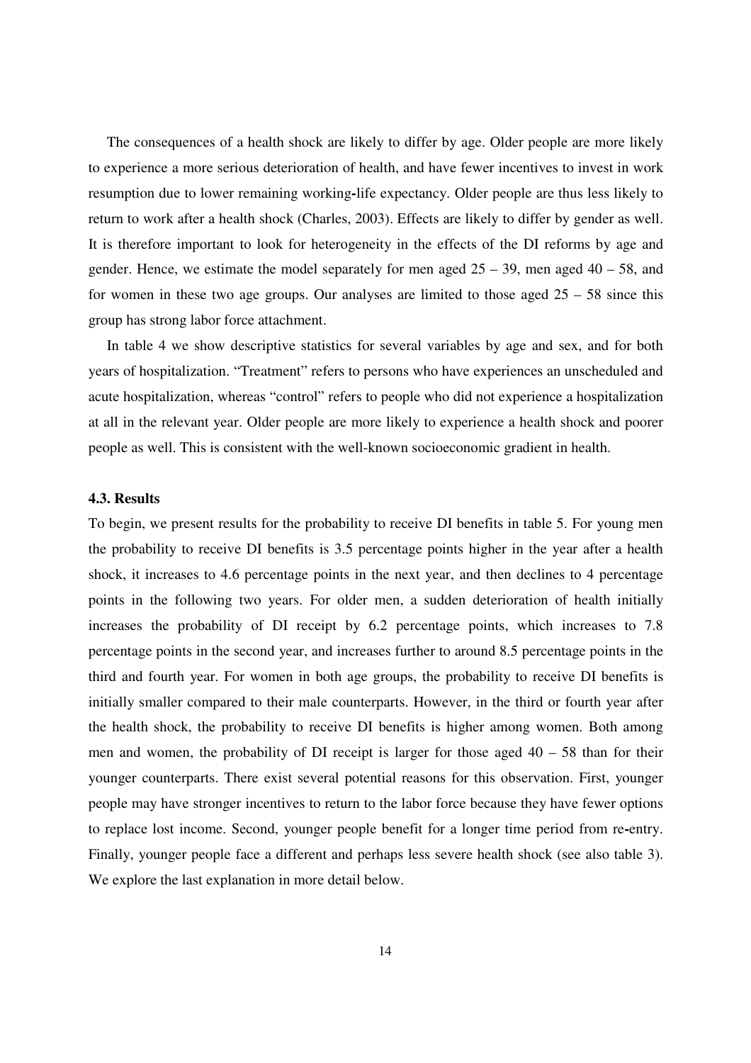The consequences of a health shock are likely to differ by age. Older people are more likely to experience a more serious deterioration of health, and have fewer incentives to invest in work resumption due to lower remaining working-life expectancy. Older people are thus less likely to return to work after a health shock (Charles, 2003). Effects are likely to differ by gender as well. It is therefore important to look for heterogeneity in the effects of the DI reforms by age and gender. Hence, we estimate the model separately for men aged 25 – 39, men aged 40 – 58, and for women in these two age groups. Our analyses are limited to those aged 25 – 58 since this group has strong labor force attachment.

In table 4 we show descriptive statistics for several variables by age and sex, and for both years of hospitalization. "Treatment" refers to persons who have experiences an unscheduled and acute hospitalization, whereas "control" refers to people who did not experience a hospitalization at all in the relevant year. Older people are more likely to experience a health shock and poorer people as well. This is consistent with the well-known socioeconomic gradient in health.

### 4.3. Results

To begin, we present results for the probability to receive DI benefits in table 5. For young men the probability to receive DI benefits is 3.5 percentage points higher in the year after a health shock, it increases to 4.6 percentage points in the next year, and then declines to 4 percentage points in the following two years. For older men, a sudden deterioration of health initially increases the probability of DI receipt by 6.2 percentage points, which increases to 7.8 percentage points in the second year, and increases further to around 8.5 percentage points in the third and fourth year. For women in both age groups, the probability to receive DI benefits is initially smaller compared to their male counterparts. However, in the third or fourth year after the health shock, the probability to receive DI benefits is higher among women. Both among men and women, the probability of DI receipt is larger for those aged 40 – 58 than for their younger counterparts. There exist several potential reasons for this observation. First, younger people may have stronger incentives to return to the labor force because they have fewer options to replace lost income. Second, younger people benefit for a longer time period from re-entry. Finally, younger people face a different and perhaps less severe health shock (see also table 3). We explore the last explanation in more detail below.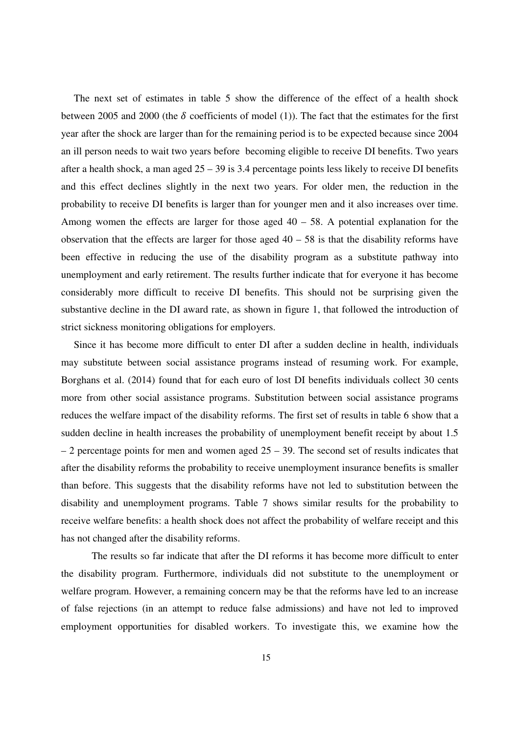The next set of estimates in table 5 show the difference of the effect of a health shock between 2005 and 2000 (the $\delta$ coefficients of model (1)). The fact that the estimates for the first year after the shock are larger than for the remaining period is to be expected because since 2004 an ill person needs to wait two years before becoming eligible to receive DI benefits. Two years after a health shock, a man aged 25 – 39 is 3.4 percentage points less likely to receive DI benefits and this effect declines slightly in the next two years. For older men, the reduction in the probability to receive DI benefits is larger than for younger men and it also increases over time. Among women the effects are larger for those aged 40 – 58. A potential explanation for the observation that the effects are larger for those aged 40 – 58 is that the disability reforms have been effective in reducing the use of the disability program as a substitute pathway into unemployment and early retirement. The results further indicate that for everyone it has become considerably more difficult to receive DI benefits. This should not be surprising given the substantive decline in the DI award rate, as shown in figure 1, that followed the introduction of strict sickness monitoring obligations for employers.

Since it has become more difficult to enter DI after a sudden decline in health, individuals may substitute between social assistance programs instead of resuming work. For example, Borghans et al. (2014) found that for each euro of lost DI benefits individuals collect 30 cents more from other social assistance programs. Substitution between social assistance programs reduces the welfare impact of the disability reforms. The first set of results in table 6 show that a sudden decline in health increases the probability of unemployment benefit receipt by about 1.5 – 2 percentage points for men and women aged 25 – 39. The second set of results indicates that after the disability reforms the probability to receive unemployment insurance benefits is smaller than before. This suggests that the disability reforms have not led to substitution between the disability and unemployment programs. Table 7 shows similar results for the probability to receive welfare benefits: a health shock does not affect the probability of welfare receipt and this has not changed after the disability reforms.

The results so far indicate that after the DI reforms it has become more difficult to enter the disability program. Furthermore, individuals did not substitute to the unemployment or welfare program. However, a remaining concern may be that the reforms have led to an increase of false rejections (in an attempt to reduce false admissions) and have not led to improved employment opportunities for disabled workers. To investigate this, we examine how the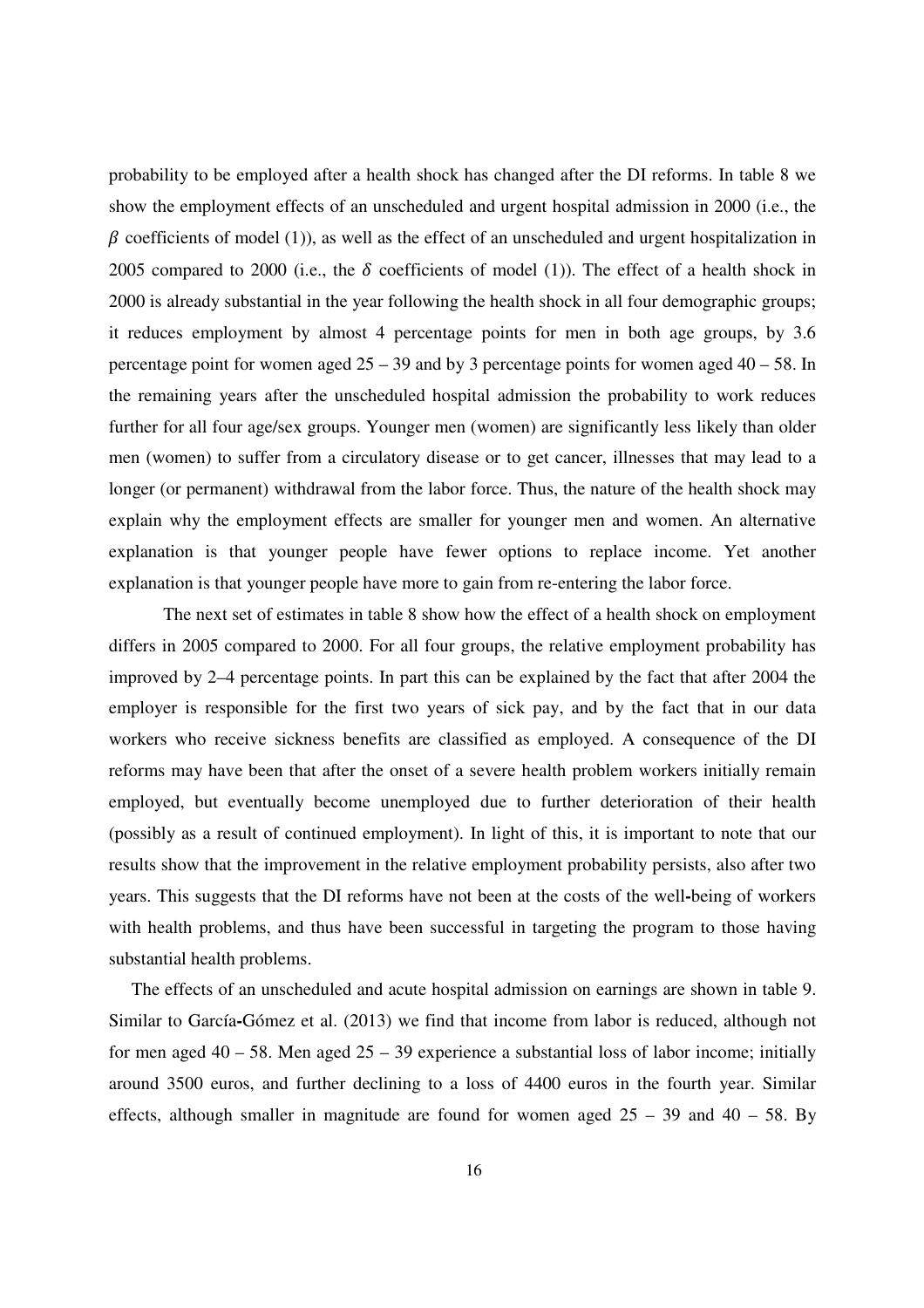probability to be employed after a health shock has changed after the DI reforms. In table 8 we show the employment effects of an unscheduled and urgent hospital admission in 2000 (i.e., the $\beta$ coefficients of model (1)), as well as the effect of an unscheduled and urgent hospitalization in 2005 compared to 2000 (i.e., the $\delta$ coefficients of model (1)). The effect of a health shock in 2000 is already substantial in the year following the health shock in all four demographic groups; it reduces employment by almost 4 percentage points for men in both age groups, by 3.6 percentage point for women aged 25 – 39 and by 3 percentage points for women aged 40 – 58. In the remaining years after the unscheduled hospital admission the probability to work reduces further for all four age/sex groups. Younger men (women) are significantly less likely than older men (women) to suffer from a circulatory disease or to get cancer, illnesses that may lead to a longer (or permanent) withdrawal from the labor force. Thus, the nature of the health shock may explain why the employment effects are smaller for younger men and women. An alternative explanation is that younger people have fewer options to replace income. Yet another explanation is that younger people have more to gain from re-entering the labor force.

The next set of estimates in table 8 show how the effect of a health shock on employment differs in 2005 compared to 2000. For all four groups, the relative employment probability has improved by 2–4 percentage points. In part this can be explained by the fact that after 2004 the employer is responsible for the first two years of sick pay, and by the fact that in our data workers who receive sickness benefits are classified as employed. A consequence of the DI reforms may have been that after the onset of a severe health problem workers initially remain employed, but eventually become unemployed due to further deterioration of their health (possibly as a result of continued employment). In light of this, it is important to note that our results show that the improvement in the relative employment probability persists, also after two years. This suggests that the DI reforms have not been at the costs of the well-being of workers with health problems, and thus have been successful in targeting the program to those having substantial health problems.

The effects of an unscheduled and acute hospital admission on earnings are shown in table 9. Similar to García-Gómez et al. (2013) we find that income from labor is reduced, although not for men aged 40 – 58. Men aged 25 – 39 experience a substantial loss of labor income; initially around 3500 euros, and further declining to a loss of 4400 euros in the fourth year. Similar effects, although smaller in magnitude are found for women aged 25 – 39 and 40 – 58. By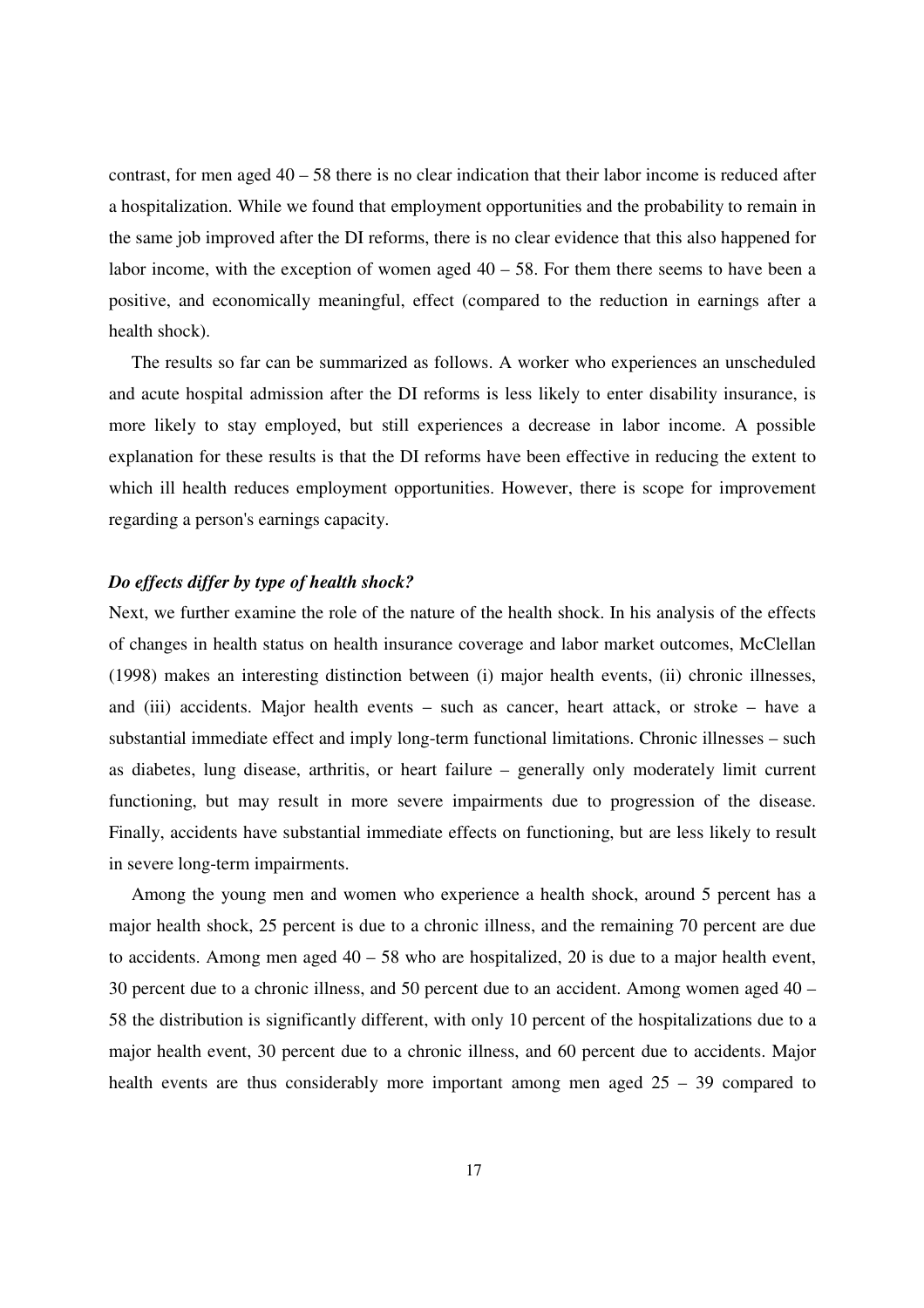contrast, for men aged 40 – 58 there is no clear indication that their labor income is reduced after a hospitalization. While we found that employment opportunities and the probability to remain in the same job improved after the DI reforms, there is no clear evidence that this also happened for labor income, with the exception of women aged 40 – 58. For them there seems to have been a positive, and economically meaningful, effect (compared to the reduction in earnings after a health shock).

The results so far can be summarized as follows. A worker who experiences an unscheduled and acute hospital admission after the DI reforms is less likely to enter disability insurance, is more likely to stay employed, but still experiences a decrease in labor income. A possible explanation for these results is that the DI reforms have been effective in reducing the extent to which ill health reduces employment opportunities. However, there is scope for improvement regarding a person's earnings capacity.

***Do effects differ by type of health shock?***

Next, we further examine the role of the nature of the health shock. In his analysis of the effects of changes in health status on health insurance coverage and labor market outcomes, McClellan (1998) makes an interesting distinction between (i) major health events, (ii) chronic illnesses, and (iii) accidents. Major health events – such as cancer, heart attack, or stroke – have a substantial immediate effect and imply long-term functional limitations. Chronic illnesses – such as diabetes, lung disease, arthritis, or heart failure – generally only moderately limit current functioning, but may result in more severe impairments due to progression of the disease. Finally, accidents have substantial immediate effects on functioning, but are less likely to result in severe long-term impairments.

Among the young men and women who experience a health shock, around 5 percent has a major health shock, 25 percent is due to a chronic illness, and the remaining 70 percent are due to accidents. Among men aged 40 – 58 who are hospitalized, 20 is due to a major health event, 30 percent due to a chronic illness, and 50 percent due to an accident. Among women aged 40 – 58 the distribution is significantly different, with only 10 percent of the hospitalizations due to a major health event, 30 percent due to a chronic illness, and 60 percent due to accidents. Major health events are thus considerably more important among men aged 25 – 39 compared to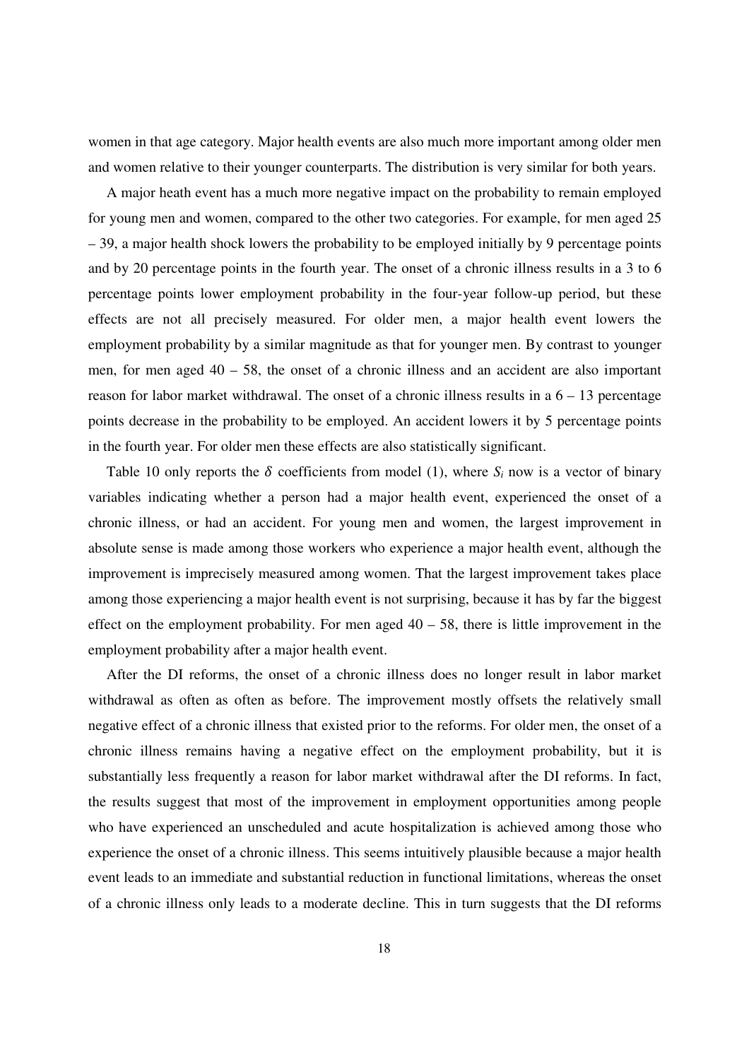women in that age category. Major health events are also much more important among older men and women relative to their younger counterparts. The distribution is very similar for both years.

A major heath event has a much more negative impact on the probability to remain employed for young men and women, compared to the other two categories. For example, for men aged 25 – 39, a major health shock lowers the probability to be employed initially by 9 percentage points and by 20 percentage points in the fourth year. The onset of a chronic illness results in a 3 to 6 percentage points lower employment probability in the four-year follow-up period, but these effects are not all precisely measured. For older men, a major health event lowers the employment probability by a similar magnitude as that for younger men. By contrast to younger men, for men aged 40 – 58, the onset of a chronic illness and an accident are also important reason for labor market withdrawal. The onset of a chronic illness results in a 6 – 13 percentage points decrease in the probability to be employed. An accident lowers it by 5 percentage points in the fourth year. For older men these effects are also statistically significant.

Table 10 only reports the $\delta$ coefficients from model (1), where $S_i$ now is a vector of binary variables indicating whether a person had a major health event, experienced the onset of a chronic illness, or had an accident. For young men and women, the largest improvement in absolute sense is made among those workers who experience a major health event, although the improvement is imprecisely measured among women. That the largest improvement takes place among those experiencing a major health event is not surprising, because it has by far the biggest effect on the employment probability. For men aged 40 – 58, there is little improvement in the employment probability after a major health event.

After the DI reforms, the onset of a chronic illness does no longer result in labor market withdrawal as often as often as before. The improvement mostly offsets the relatively small negative effect of a chronic illness that existed prior to the reforms. For older men, the onset of a chronic illness remains having a negative effect on the employment probability, but it is substantially less frequently a reason for labor market withdrawal after the DI reforms. In fact, the results suggest that most of the improvement in employment opportunities among people who have experienced an unscheduled and acute hospitalization is achieved among those who experience the onset of a chronic illness. This seems intuitively plausible because a major health event leads to an immediate and substantial reduction in functional limitations, whereas the onset of a chronic illness only leads to a moderate decline. This in turn suggests that the DI reforms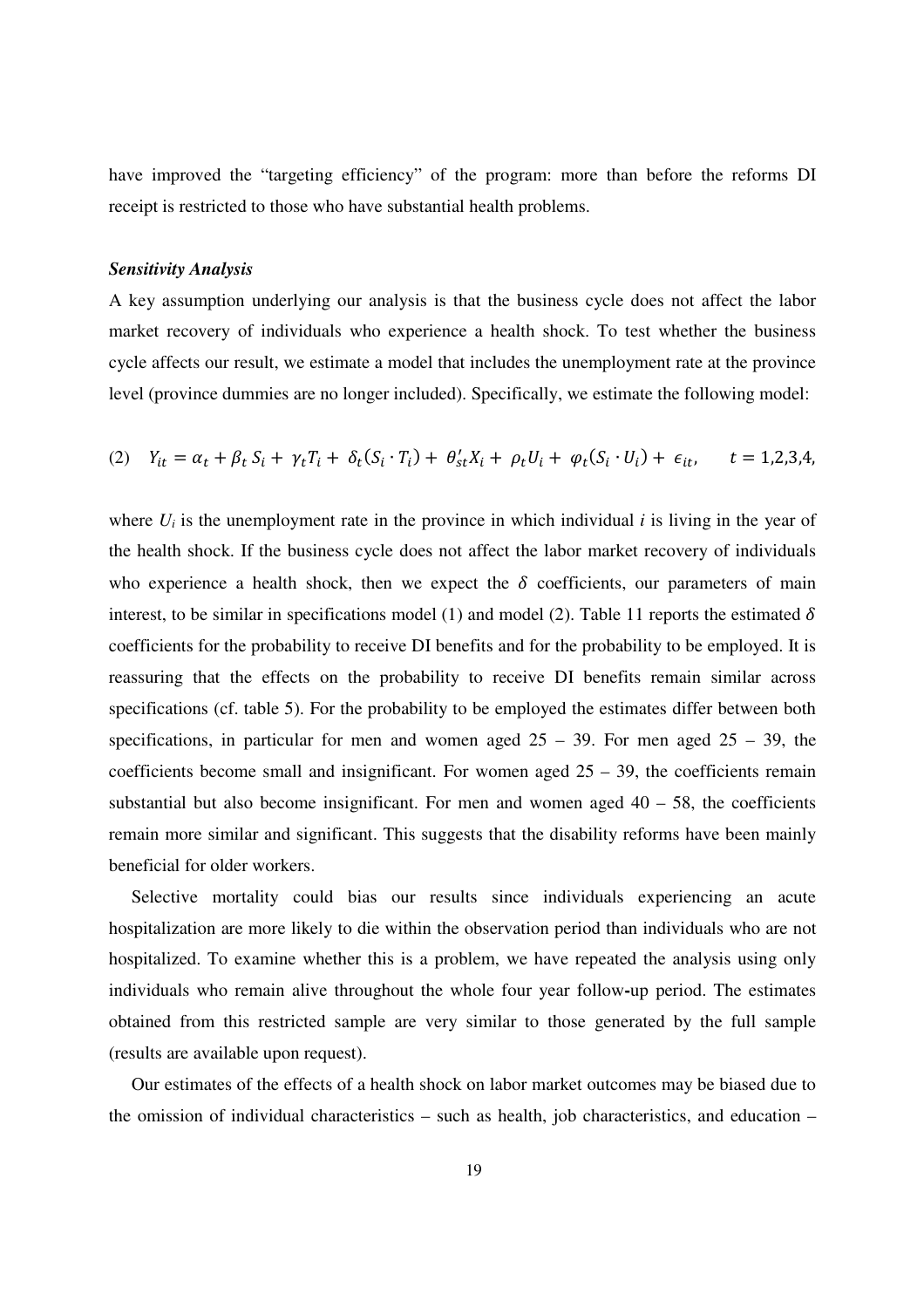have improved the "targeting efficiency" of the program: more than before the reforms DI receipt is restricted to those who have substantial health problems.

***Sensitivity Analysis***

A key assumption underlying our analysis is that the business cycle does not affect the labor market recovery of individuals who experience a health shock. To test whether the business cycle affects our result, we estimate a model that includes the unemployment rate at the province level (province dummies are no longer included). Specifically, we estimate the following model:

$$(2) \quad Y_{it} = \alpha_t + \beta_t S_i + \gamma_t T_i + \delta_t (S_i \cdot T_i) + \theta'_{st} X_i + \rho_t U_i + \varphi_t (S_i \cdot U_i) + \epsilon_{it}, \qquad t = 1,2,3,4,$$

where $U_i$ is the unemployment rate in the province in which individual $i$ is living in the year of the health shock. If the business cycle does not affect the labor market recovery of individuals who experience a health shock, then we expect the $\delta$ coefficients, our parameters of main interest, to be similar in specifications model (1) and model (2). Table 11 reports the estimated $\delta$ coefficients for the probability to receive DI benefits and for the probability to be employed. It is reassuring that the effects on the probability to receive DI benefits remain similar across specifications (cf. table 5). For the probability to be employed the estimates differ between both specifications, in particular for men and women aged 25 – 39. For men aged 25 – 39, the coefficients become small and insignificant. For women aged 25 – 39, the coefficients remain substantial but also become insignificant. For men and women aged 40 – 58, the coefficients remain more similar and significant. This suggests that the disability reforms have been mainly beneficial for older workers.

Selective mortality could bias our results since individuals experiencing an acute hospitalization are more likely to die within the observation period than individuals who are not hospitalized. To examine whether this is a problem, we have repeated the analysis using only individuals who remain alive throughout the whole four year follow-up period. The estimates obtained from this restricted sample are very similar to those generated by the full sample (results are available upon request).

Our estimates of the effects of a health shock on labor market outcomes may be biased due to the omission of individual characteristics – such as health, job characteristics, and education –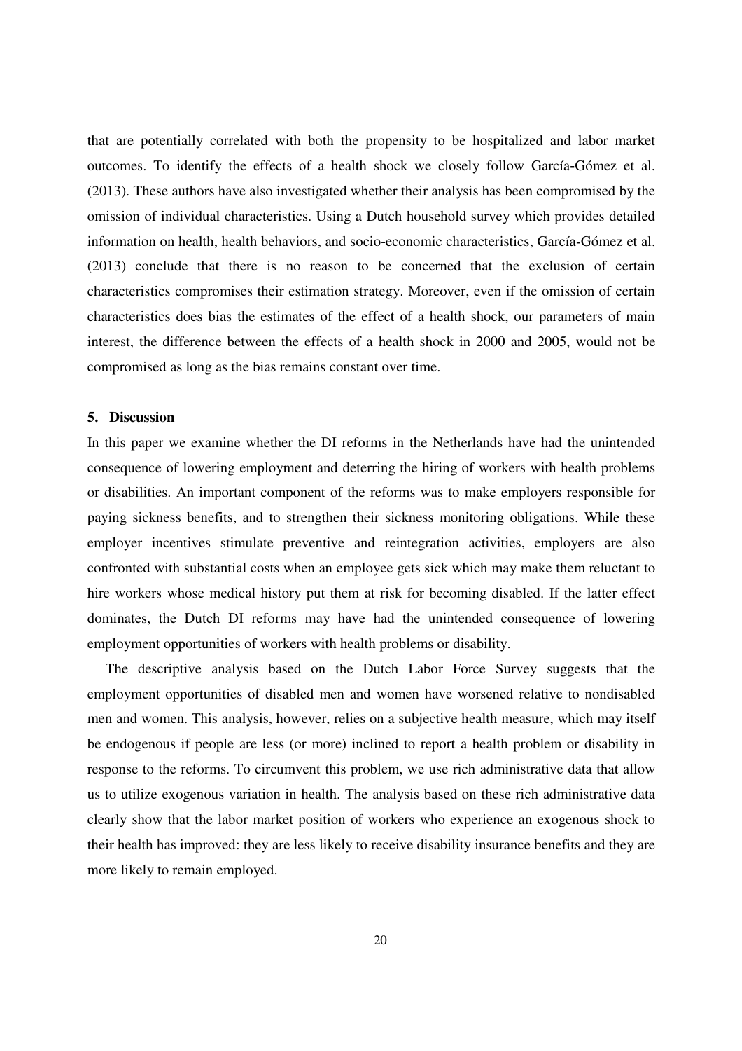that are potentially correlated with both the propensity to be hospitalized and labor market outcomes. To identify the effects of a health shock we closely follow García-Gómez et al. (2013). These authors have also investigated whether their analysis has been compromised by the omission of individual characteristics. Using a Dutch household survey which provides detailed information on health, health behaviors, and socio-economic characteristics, García-Gómez et al. (2013) conclude that there is no reason to be concerned that the exclusion of certain characteristics compromises their estimation strategy. Moreover, even if the omission of certain characteristics does bias the estimates of the effect of a health shock, our parameters of main interest, the difference between the effects of a health shock in 2000 and 2005, would not be compromised as long as the bias remains constant over time.

## 5. Discussion

In this paper we examine whether the DI reforms in the Netherlands have had the unintended consequence of lowering employment and deterring the hiring of workers with health problems or disabilities. An important component of the reforms was to make employers responsible for paying sickness benefits, and to strengthen their sickness monitoring obligations. While these employer incentives stimulate preventive and reintegration activities, employers are also confronted with substantial costs when an employee gets sick which may make them reluctant to hire workers whose medical history put them at risk for becoming disabled. If the latter effect dominates, the Dutch DI reforms may have had the unintended consequence of lowering employment opportunities of workers with health problems or disability.

The descriptive analysis based on the Dutch Labor Force Survey suggests that the employment opportunities of disabled men and women have worsened relative to nondisabled men and women. This analysis, however, relies on a subjective health measure, which may itself be endogenous if people are less (or more) inclined to report a health problem or disability in response to the reforms. To circumvent this problem, we use rich administrative data that allow us to utilize exogenous variation in health. The analysis based on these rich administrative data clearly show that the labor market position of workers who experience an exogenous shock to their health has improved: they are less likely to receive disability insurance benefits and they are more likely to remain employed.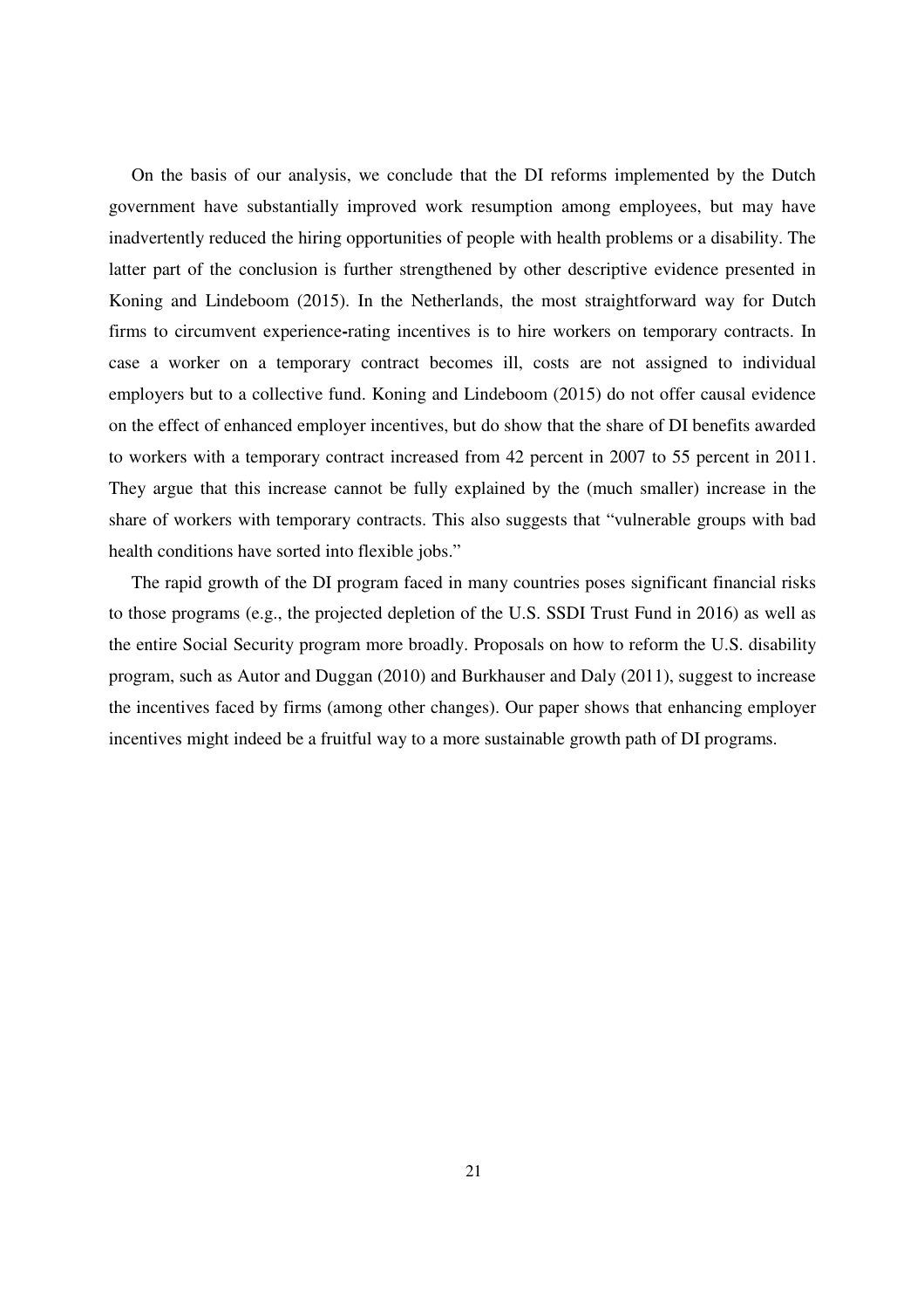On the basis of our analysis, we conclude that the DI reforms implemented by the Dutch government have substantially improved work resumption among employees, but may have inadvertently reduced the hiring opportunities of people with health problems or a disability. The latter part of the conclusion is further strengthened by other descriptive evidence presented in Koning and Lindeboom (2015). In the Netherlands, the most straightforward way for Dutch firms to circumvent experience-rating incentives is to hire workers on temporary contracts. In case a worker on a temporary contract becomes ill, costs are not assigned to individual employers but to a collective fund. Koning and Lindeboom (2015) do not offer causal evidence on the effect of enhanced employer incentives, but do show that the share of DI benefits awarded to workers with a temporary contract increased from 42 percent in 2007 to 55 percent in 2011. They argue that this increase cannot be fully explained by the (much smaller) increase in the share of workers with temporary contracts. This also suggests that "vulnerable groups with bad health conditions have sorted into flexible jobs."

The rapid growth of the DI program faced in many countries poses significant financial risks to those programs (e.g., the projected depletion of the U.S. SSDI Trust Fund in 2016) as well as the entire Social Security program more broadly. Proposals on how to reform the U.S. disability program, such as Autor and Duggan (2010) and Burkhauser and Daly (2011), suggest to increase the incentives faced by firms (among other changes). Our paper shows that enhancing employer incentives might indeed be a fruitful way to a more sustainable growth path of DI programs.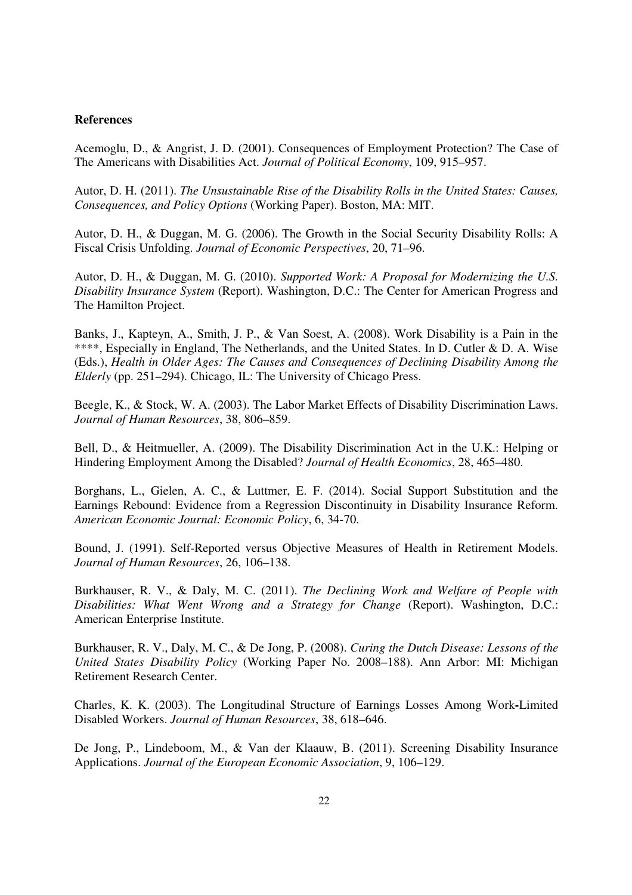**References**

Acemoglu, D., & Angrist, J. D. (2001). Consequences of Employment Protection? The Case of The Americans with Disabilities Act. *Journal of Political Economy*, 109, 915–957.

Autor, D. H. (2011). *The Unsustainable Rise of the Disability Rolls in the United States: Causes, Consequences, and Policy Options* (Working Paper). Boston, MA: MIT.

Autor, D. H., & Duggan, M. G. (2006). The Growth in the Social Security Disability Rolls: A Fiscal Crisis Unfolding. *Journal of Economic Perspectives*, 20, 71–96.

Autor, D. H., & Duggan, M. G. (2010). *Supported Work: A Proposal for Modernizing the U.S. Disability Insurance System* (Report). Washington, D.C.: The Center for American Progress and The Hamilton Project.

Banks, J., Kapteyn, A., Smith, J. P., & Van Soest, A. (2008). Work Disability is a Pain in the ****, Especially in England, The Netherlands, and the United States. In D. Cutler & D. A. Wise (Eds.), *Health in Older Ages: The Causes and Consequences of Declining Disability Among the Elderly* (pp. 251–294). Chicago, IL: The University of Chicago Press.

Beegle, K., & Stock, W. A. (2003). The Labor Market Effects of Disability Discrimination Laws. *Journal of Human Resources*, 38, 806–859.

Bell, D., & Heitmueller, A. (2009). The Disability Discrimination Act in the U.K.: Helping or Hindering Employment Among the Disabled? *Journal of Health Economics*, 28, 465–480.

Borghans, L., Gielen, A. C., & Luttmer, E. F. (2014). Social Support Substitution and the Earnings Rebound: Evidence from a Regression Discontinuity in Disability Insurance Reform. *American Economic Journal: Economic Policy*, 6, 34-70.

Bound, J. (1991). Self-Reported versus Objective Measures of Health in Retirement Models. *Journal of Human Resources*, 26, 106–138.

Burkhauser, R. V., & Daly, M. C. (2011). *The Declining Work and Welfare of People with Disabilities: What Went Wrong and a Strategy for Change* (Report). Washington, D.C.: American Enterprise Institute.

Burkhauser, R. V., Daly, M. C., & De Jong, P. (2008). *Curing the Dutch Disease: Lessons of the United States Disability Policy* (Working Paper No. 2008–188). Ann Arbor: MI: Michigan Retirement Research Center.

Charles, K. K. (2003). The Longitudinal Structure of Earnings Losses Among Work-Limited Disabled Workers. *Journal of Human Resources*, 38, 618–646.

De Jong, P., Lindeboom, M., & Van der Klaauw, B. (2011). Screening Disability Insurance Applications. *Journal of the European Economic Association*, 9, 106–129.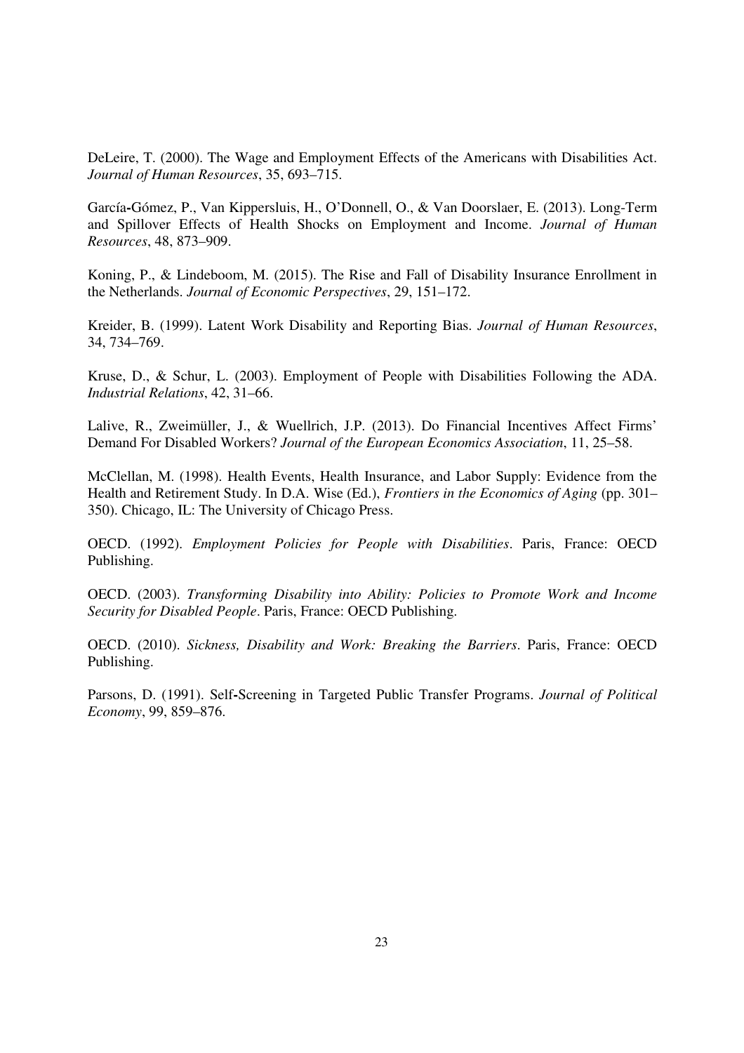DeLeire, T. (2000). The Wage and Employment Effects of the Americans with Disabilities Act. *Journal of Human Resources*, 35, 693–715.

García-Gómez, P., Van Kippersluis, H., O'Donnell, O., & Van Doorslaer, E. (2013). Long-Term and Spillover Effects of Health Shocks on Employment and Income. *Journal of Human Resources*, 48, 873–909.

Koning, P., & Lindeboom, M. (2015). The Rise and Fall of Disability Insurance Enrollment in the Netherlands. *Journal of Economic Perspectives*, 29, 151–172.

Kreider, B. (1999). Latent Work Disability and Reporting Bias. *Journal of Human Resources*, 34, 734–769.

Kruse, D., & Schur, L. (2003). Employment of People with Disabilities Following the ADA. *Industrial Relations*, 42, 31–66.

Lalive, R., Zweimüller, J., & Wuellrich, J.P. (2013). Do Financial Incentives Affect Firms' Demand For Disabled Workers? *Journal of the European Economics Association*, 11, 25–58.

McClellan, M. (1998). Health Events, Health Insurance, and Labor Supply: Evidence from the Health and Retirement Study. In D.A. Wise (Ed.), *Frontiers in the Economics of Aging* (pp. 301–350). Chicago, IL: The University of Chicago Press.

OECD. (1992). *Employment Policies for People with Disabilities*. Paris, France: OECD Publishing.

OECD. (2003). *Transforming Disability into Ability: Policies to Promote Work and Income Security for Disabled People*. Paris, France: OECD Publishing.

OECD. (2010). *Sickness, Disability and Work: Breaking the Barriers*. Paris, France: OECD Publishing.

Parsons, D. (1991). Self-Screening in Targeted Public Transfer Programs. *Journal of Political Economy*, 99, 859–876.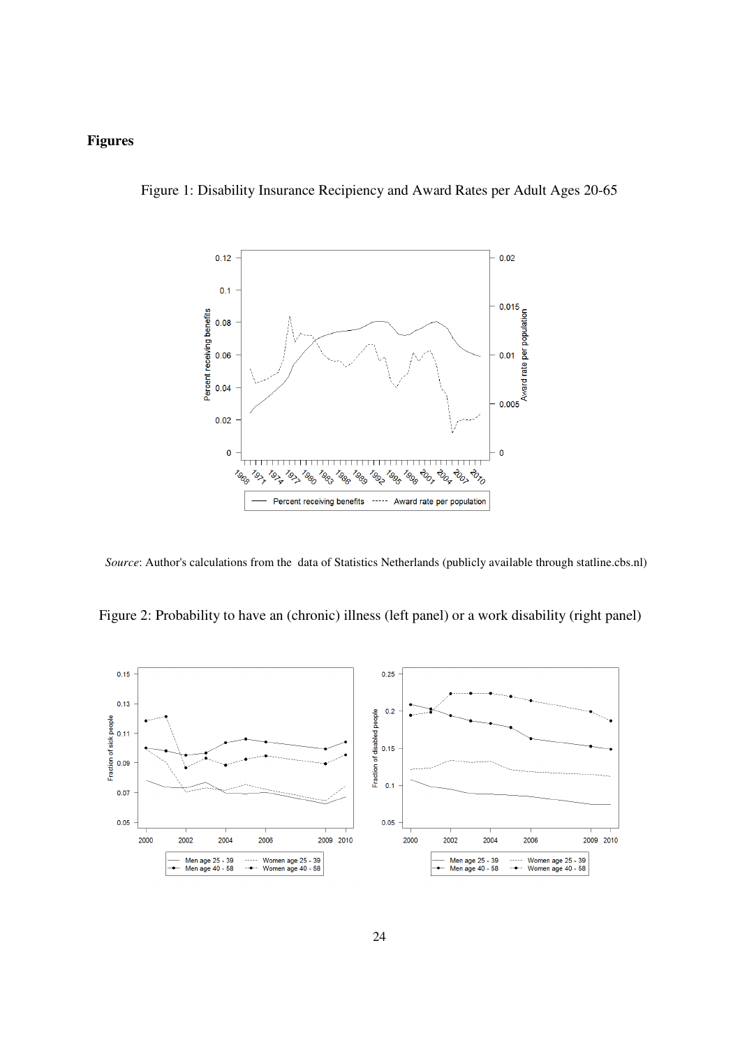## Figures

Figure 1: Disability Insurance Recipiency and Award Rates per Adult Ages 20-65

*Source*: Author's calculations from the data of Statistics Netherlands (publicly available through statline.cbs.nl)

Figure 2: Probability to have an (chronic) illness (left panel) or a work disability (right panel)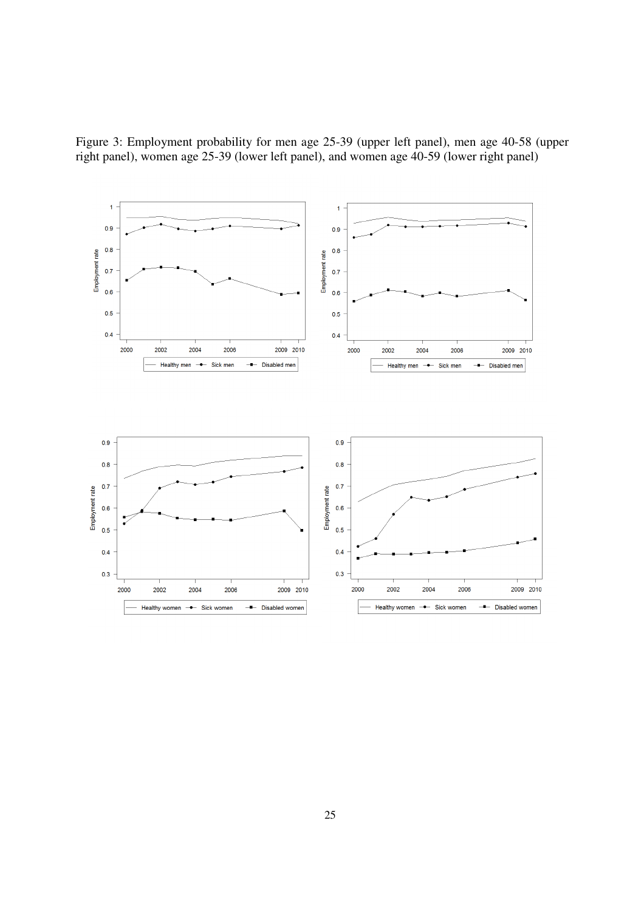Figure 3: Employment probability for men age 25-39 (upper left panel), men age 40-58 (upper right panel), women age 25-39 (lower left panel), and women age 40-59 (lower right panel)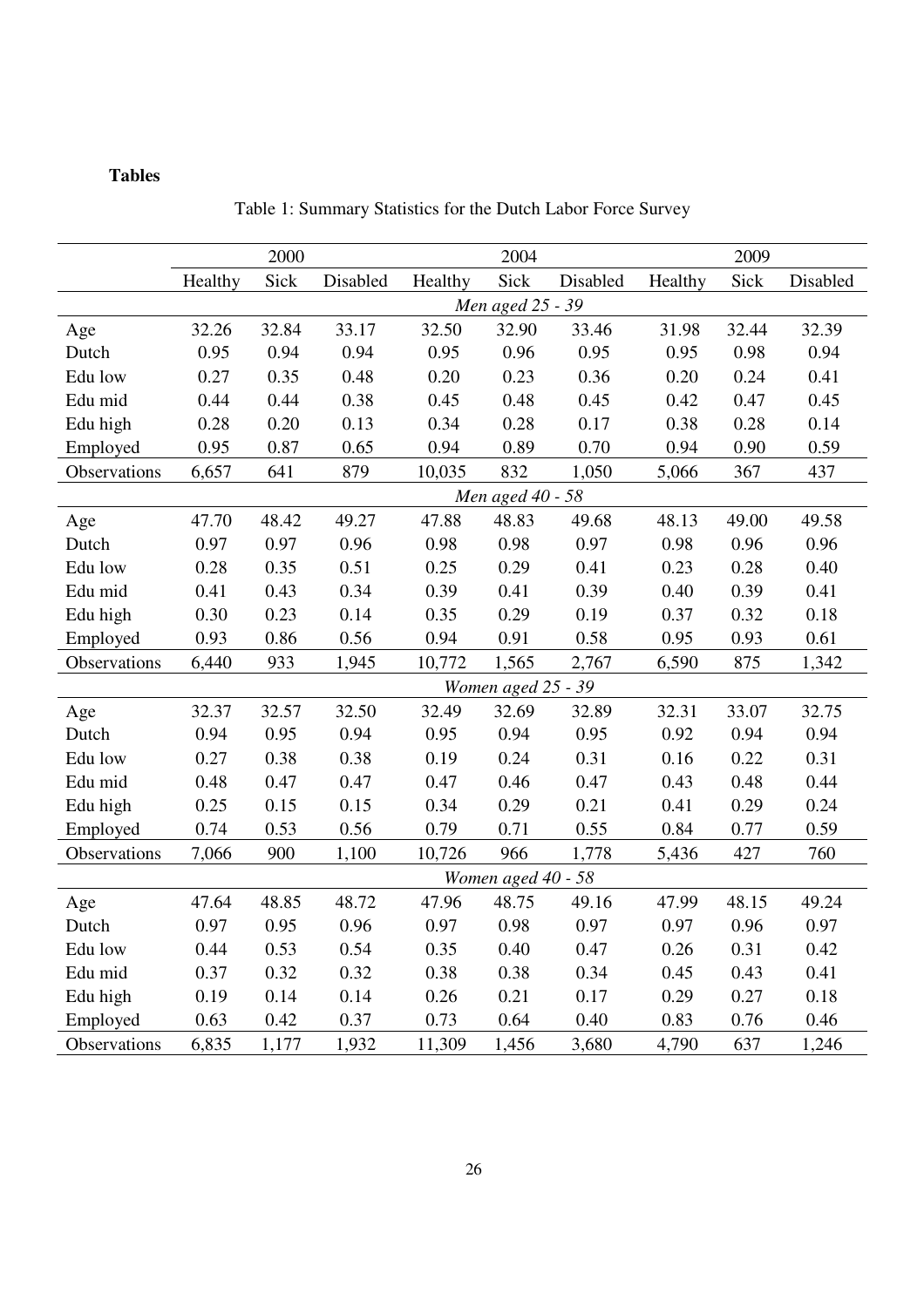**Tables**

Table 1: Summary Statistics for the Dutch Labor Force Survey

| | 2000 | | | 2004 | | | 2009 | | |
|---|---|---|---|---|---|---|---|---|---|
| | Healthy | Sick | Disabled | Healthy | Sick | Disabled | Healthy | Sick | Disabled |
| | | | | | *Men aged 25 - 39* | | | | |
| Age | 32.26 | 32.84 | 33.17 | 32.50 | 32.90 | 33.46 | 31.98 | 32.44 | 32.39 |
| Dutch | 0.95 | 0.94 | 0.94 | 0.95 | 0.96 | 0.95 | 0.95 | 0.98 | 0.94 |
| Edu low | 0.27 | 0.35 | 0.48 | 0.20 | 0.23 | 0.36 | 0.20 | 0.24 | 0.41 |
| Edu mid | 0.44 | 0.44 | 0.38 | 0.45 | 0.48 | 0.45 | 0.42 | 0.47 | 0.45 |
| Edu high | 0.28 | 0.20 | 0.13 | 0.34 | 0.28 | 0.17 | 0.38 | 0.28 | 0.14 |
| Employed | 0.95 | 0.87 | 0.65 | 0.94 | 0.89 | 0.70 | 0.94 | 0.90 | 0.59 |
| Observations | 6,657 | 641 | 879 | 10,035 | 832 | 1,050 | 5,066 | 367 | 437 |
| | | | | | *Men aged 40 - 58* | | | | |
| Age | 47.70 | 48.42 | 49.27 | 47.88 | 48.83 | 49.68 | 48.13 | 49.00 | 49.58 |
| Dutch | 0.97 | 0.97 | 0.96 | 0.98 | 0.98 | 0.97 | 0.98 | 0.96 | 0.96 |
| Edu low | 0.28 | 0.35 | 0.51 | 0.25 | 0.29 | 0.41 | 0.23 | 0.28 | 0.40 |
| Edu mid | 0.41 | 0.43 | 0.34 | 0.39 | 0.41 | 0.39 | 0.40 | 0.39 | 0.41 |
| Edu high | 0.30 | 0.23 | 0.14 | 0.35 | 0.29 | 0.19 | 0.37 | 0.32 | 0.18 |
| Employed | 0.93 | 0.86 | 0.56 | 0.94 | 0.91 | 0.58 | 0.95 | 0.93 | 0.61 |
| Observations | 6,440 | 933 | 1,945 | 10,772 | 1,565 | 2,767 | 6,590 | 875 | 1,342 |
| | | | | | *Women aged 25 - 39* | | | | |
| Age | 32.37 | 32.57 | 32.50 | 32.49 | 32.69 | 32.89 | 32.31 | 33.07 | 32.75 |
| Dutch | 0.94 | 0.95 | 0.94 | 0.95 | 0.94 | 0.95 | 0.92 | 0.94 | 0.94 |
| Edu low | 0.27 | 0.38 | 0.38 | 0.19 | 0.24 | 0.31 | 0.16 | 0.22 | 0.31 |
| Edu mid | 0.48 | 0.47 | 0.47 | 0.47 | 0.46 | 0.47 | 0.43 | 0.48 | 0.44 |
| Edu high | 0.25 | 0.15 | 0.15 | 0.34 | 0.29 | 0.21 | 0.41 | 0.29 | 0.24 |
| Employed | 0.74 | 0.53 | 0.56 | 0.79 | 0.71 | 0.55 | 0.84 | 0.77 | 0.59 |
| Observations | 7,066 | 900 | 1,100 | 10,726 | 966 | 1,778 | 5,436 | 427 | 760 |
| | | | | | *Women aged 40 - 58* | | | | |
| Age | 47.64 | 48.85 | 48.72 | 47.96 | 48.75 | 49.16 | 47.99 | 48.15 | 49.24 |
| Dutch | 0.97 | 0.95 | 0.96 | 0.97 | 0.98 | 0.97 | 0.97 | 0.96 | 0.97 |
| Edu low | 0.44 | 0.53 | 0.54 | 0.35 | 0.40 | 0.47 | 0.26 | 0.31 | 0.42 |
| Edu mid | 0.37 | 0.32 | 0.32 | 0.38 | 0.38 | 0.34 | 0.45 | 0.43 | 0.41 |
| Edu high | 0.19 | 0.14 | 0.14 | 0.26 | 0.21 | 0.17 | 0.29 | 0.27 | 0.18 |
| Employed | 0.63 | 0.42 | 0.37 | 0.73 | 0.64 | 0.40 | 0.83 | 0.76 | 0.46 |
| Observations | 6,835 | 1,177 | 1,932 | 11,309 | 1,456 | 3,680 | 4,790 | 637 | 1,246 |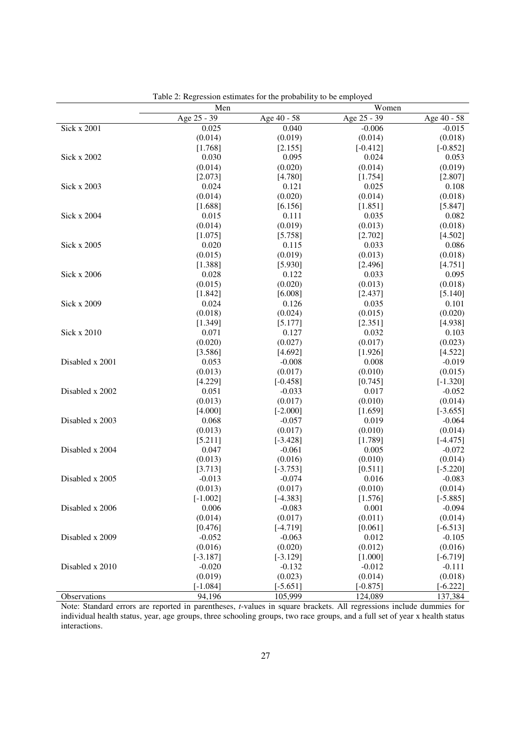Table 2: Regression estimates for the probability to be employed

| | Men | | Women | |
|---|---|---|---|---|
| | Age 25 - 39 | Age 40 - 58 | Age 25 - 39 | Age 40 - 58 |
| Sick x 2001 | 0.025 | 0.040 | -0.006 | -0.015 |
| | (0.014) | (0.019) | (0.014) | (0.018) |
| | [1.768] | [2.155] | [-0.412] | [-0.852] |
| Sick x 2002 | 0.030 | 0.095 | 0.024 | 0.053 |
| | (0.014) | (0.020) | (0.014) | (0.019) |
| | [2.073] | [4.780] | [1.754] | [2.807] |
| Sick x 2003 | 0.024 | 0.121 | 0.025 | 0.108 |
| | (0.014) | (0.020) | (0.014) | (0.018) |
| | [1.688] | [6.156] | [1.851] | [5.847] |
| Sick x 2004 | 0.015 | 0.111 | 0.035 | 0.082 |
| | (0.014) | (0.019) | (0.013) | (0.018) |
| | [1.075] | [5.758] | [2.702] | [4.502] |
| Sick x 2005 | 0.020 | 0.115 | 0.033 | 0.086 |
| | (0.015) | (0.019) | (0.013) | (0.018) |
| | [1.388] | [5.930] | [2.496] | [4.751] |
| Sick x 2006 | 0.028 | 0.122 | 0.033 | 0.095 |
| | (0.015) | (0.020) | (0.013) | (0.018) |
| | [1.842] | [6.008] | [2.437] | [5.140] |
| Sick x 2009 | 0.024 | 0.126 | 0.035 | 0.101 |
| | (0.018) | (0.024) | (0.015) | (0.020) |
| | [1.349] | [5.177] | [2.351] | [4.938] |
| Sick x 2010 | 0.071 | 0.127 | 0.032 | 0.103 |
| | (0.020) | (0.027) | (0.017) | (0.023) |
| | [3.586] | [4.692] | [1.926] | [4.522] |
| Disabled x 2001 | 0.053 | -0.008 | 0.008 | -0.019 |
| | (0.013) | (0.017) | (0.010) | (0.015) |
| | [4.229] | [-0.458] | [0.745] | [-1.320] |
| Disabled x 2002 | 0.051 | -0.033 | 0.017 | -0.052 |
| | (0.013) | (0.017) | (0.010) | (0.014) |
| | [4.000] | [-2.000] | [1.659] | [-3.655] |
| Disabled x 2003 | 0.068 | -0.057 | 0.019 | -0.064 |
| | (0.013) | (0.017) | (0.010) | (0.014) |
| | [5.211] | [-3.428] | [1.789] | [-4.475] |
| Disabled x 2004 | 0.047 | -0.061 | 0.005 | -0.072 |
| | (0.013) | (0.016) | (0.010) | (0.014) |
| | [3.713] | [-3.753] | [0.511] | [-5.220] |
| Disabled x 2005 | -0.013 | -0.074 | 0.016 | -0.083 |
| | (0.013) | (0.017) | (0.010) | (0.014) |
| | [-1.002] | [-4.383] | [1.576] | [-5.885] |
| Disabled x 2006 | 0.006 | -0.083 | 0.001 | -0.094 |
| | (0.014) | (0.017) | (0.011) | (0.014) |
| | [0.476] | [-4.719] | [0.061] | [-6.513] |
| Disabled x 2009 | -0.052 | -0.063 | 0.012 | -0.105 |
| | (0.016) | (0.020) | (0.012) | (0.016) |
| | [-3.187] | [-3.129] | [1.000] | [-6.719] |
| Disabled x 2010 | -0.020 | -0.132 | -0.012 | -0.111 |
| | (0.019) | (0.023) | (0.014) | (0.018) |
| | [-1.084] | [-5.651] | [-0.875] | [-6.222] |
| Observations | 94,196 | 105,999 | 124,089 | 137,384 |

Note: Standard errors are reported in parentheses, *t*-values in square brackets. All regressions include dummies for individual health status, year, age groups, three schooling groups, two race groups, and a full set of year x health status interactions.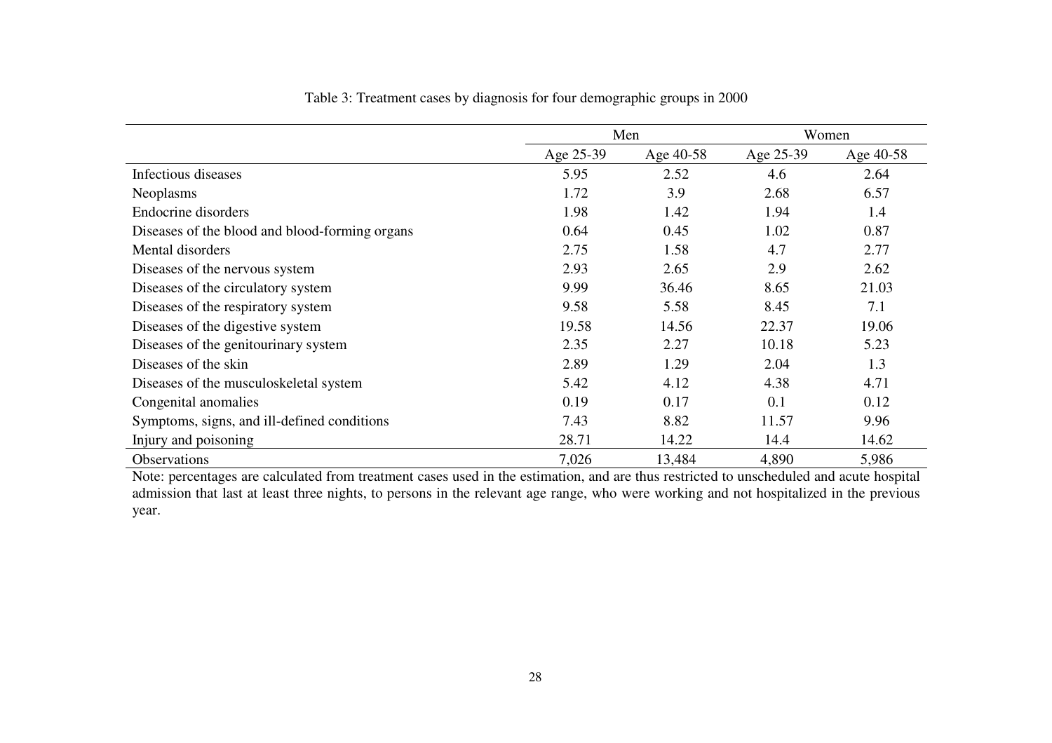Table 3: Treatment cases by diagnosis for four demographic groups in 2000

| | Men | | Women | |
|---|---|---|---|---|
| | Age 25-39 | Age 40-58 | Age 25-39 | Age 40-58 |
| Infectious diseases | 5.95 | 2.52 | 4.6 | 2.64 |
| Neoplasms | 1.72 | 3.9 | 2.68 | 6.57 |
| Endocrine disorders | 1.98 | 1.42 | 1.94 | 1.4 |
| Diseases of the blood and blood-forming organs | 0.64 | 0.45 | 1.02 | 0.87 |
| Mental disorders | 2.75 | 1.58 | 4.7 | 2.77 |
| Diseases of the nervous system | 2.93 | 2.65 | 2.9 | 2.62 |
| Diseases of the circulatory system | 9.99 | 36.46 | 8.65 | 21.03 |
| Diseases of the respiratory system | 9.58 | 5.58 | 8.45 | 7.1 |
| Diseases of the digestive system | 19.58 | 14.56 | 22.37 | 19.06 |
| Diseases of the genitourinary system | 2.35 | 2.27 | 10.18 | 5.23 |
| Diseases of the skin | 2.89 | 1.29 | 2.04 | 1.3 |
| Diseases of the musculoskeletal system | 5.42 | 4.12 | 4.38 | 4.71 |
| Congenital anomalies | 0.19 | 0.17 | 0.1 | 0.12 |
| Symptoms, signs, and ill-defined conditions | 7.43 | 8.82 | 11.57 | 9.96 |
| Injury and poisoning | 28.71 | 14.22 | 14.4 | 14.62 |
| Observations | 7,026 | 13,484 | 4,890 | 5,986 |

Note: percentages are calculated from treatment cases used in the estimation, and are thus restricted to unscheduled and acute hospital admission that last at least three nights, to persons in the relevant age range, who were working and not hospitalized in the previous year.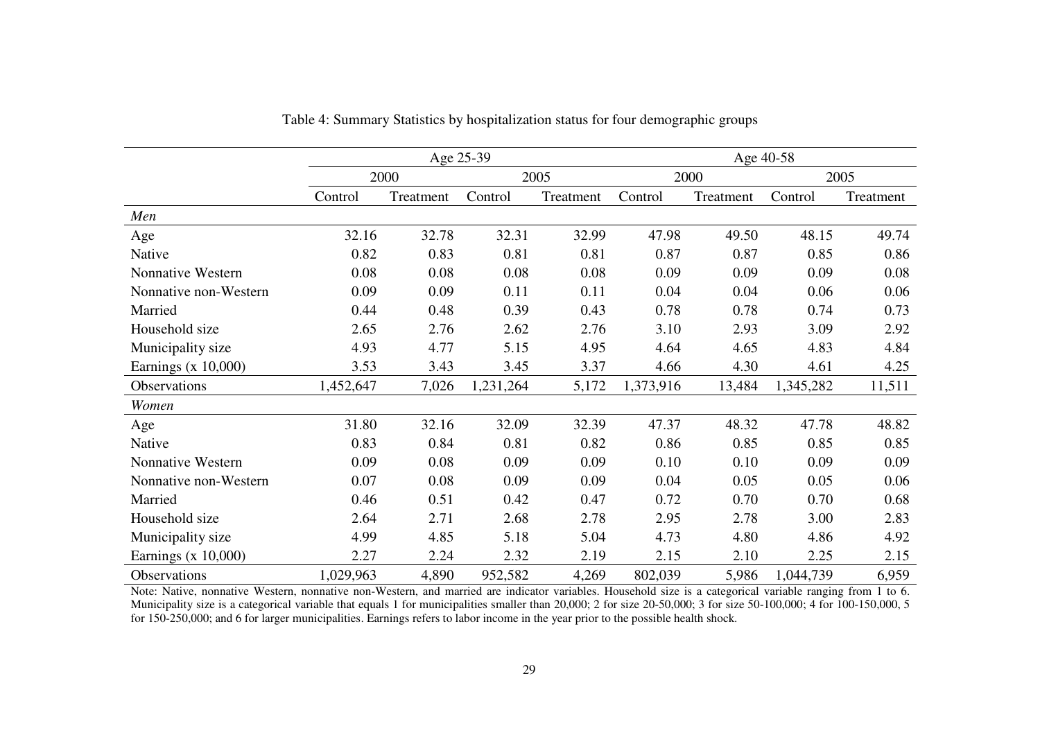Table 4: Summary Statistics by hospitalization status for four demographic groups

| | Age 25-39 | | | | Age 40-58 | | | |
|---|---|---|---|---|---|---|---|---|
| | 2000 | | 2005 | | 2000 | | 2005 | |
| | Control | Treatment | Control | Treatment | Control | Treatment | Control | Treatment |
| *Men* | | | | | | | | |
| Age | 32.16 | 32.78 | 32.31 | 32.99 | 47.98 | 49.50 | 48.15 | 49.74 |
| Native | 0.82 | 0.83 | 0.81 | 0.81 | 0.87 | 0.87 | 0.85 | 0.86 |
| Nonnative Western | 0.08 | 0.08 | 0.08 | 0.08 | 0.09 | 0.09 | 0.09 | 0.08 |
| Nonnative non-Western | 0.09 | 0.09 | 0.11 | 0.11 | 0.04 | 0.04 | 0.06 | 0.06 |
| Married | 0.44 | 0.48 | 0.39 | 0.43 | 0.78 | 0.78 | 0.74 | 0.73 |
| Household size | 2.65 | 2.76 | 2.62 | 2.76 | 3.10 | 2.93 | 3.09 | 2.92 |
| Municipality size | 4.93 | 4.77 | 5.15 | 4.95 | 4.64 | 4.65 | 4.83 | 4.84 |
| Earnings (x 10,000) | 3.53 | 3.43 | 3.45 | 3.37 | 4.66 | 4.30 | 4.61 | 4.25 |
| Observations | 1,452,647 | 7,026 | 1,231,264 | 5,172 | 1,373,916 | 13,484 | 1,345,282 | 11,511 |
| *Women* | | | | | | | | |
| Age | 31.80 | 32.16 | 32.09 | 32.39 | 47.37 | 48.32 | 47.78 | 48.82 |
| Native | 0.83 | 0.84 | 0.81 | 0.82 | 0.86 | 0.85 | 0.85 | 0.85 |
| Nonnative Western | 0.09 | 0.08 | 0.09 | 0.09 | 0.10 | 0.10 | 0.09 | 0.09 |
| Nonnative non-Western | 0.07 | 0.08 | 0.09 | 0.09 | 0.04 | 0.05 | 0.05 | 0.06 |
| Married | 0.46 | 0.51 | 0.42 | 0.47 | 0.72 | 0.70 | 0.70 | 0.68 |
| Household size | 2.64 | 2.71 | 2.68 | 2.78 | 2.95 | 2.78 | 3.00 | 2.83 |
| Municipality size | 4.99 | 4.85 | 5.18 | 5.04 | 4.73 | 4.80 | 4.86 | 4.92 |
| Earnings (x 10,000) | 2.27 | 2.24 | 2.32 | 2.19 | 2.15 | 2.10 | 2.25 | 2.15 |
| Observations | 1,029,963 | 4,890 | 952,582 | 4,269 | 802,039 | 5,986 | 1,044,739 | 6,959 |

Note: Native, nonnative Western, nonnative non-Western, and married are indicator variables. Household size is a categorical variable ranging from 1 to 6. Municipality size is a categorical variable that equals 1 for municipalities smaller than 20,000; 2 for size 20-50,000; 3 for size 50-100,000; 4 for 100-150,000, 5 for 150-250,000; and 6 for larger municipalities. Earnings refers to labor income in the year prior to the possible health shock.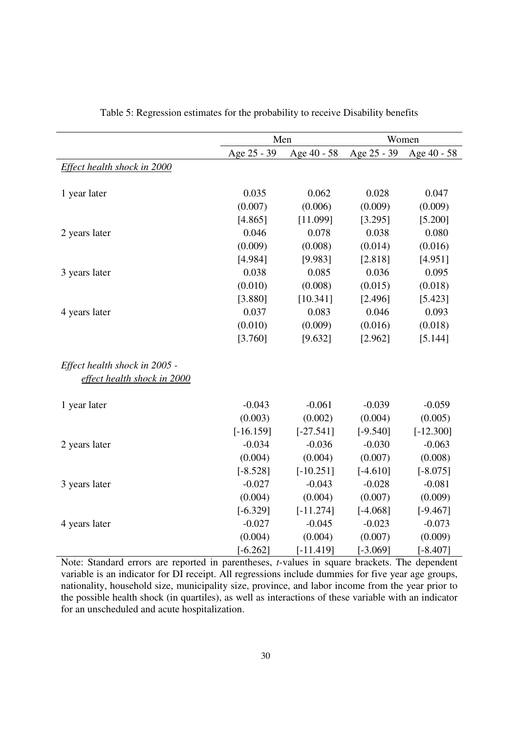Table 5: Regression estimates for the probability to receive Disability benefits

| | Men | | Women | |
|---|---|---|---|---|
| | Age 25 - 39 | Age 40 - 58 | Age 25 - 39 | Age 40 - 58 |
| *Effect health shock in 2000* | | | | |
| 1 year later | 0.035 | 0.062 | 0.028 | 0.047 |
| | (0.007) | (0.006) | (0.009) | (0.009) |
| | [4.865] | [11.099] | [3.295] | [5.200] |
| 2 years later | 0.046 | 0.078 | 0.038 | 0.080 |
| | (0.009) | (0.008) | (0.014) | (0.016) |
| | [4.984] | [9.983] | [2.818] | [4.951] |
| 3 years later | 0.038 | 0.085 | 0.036 | 0.095 |
| | (0.010) | (0.008) | (0.015) | (0.018) |
| | [3.880] | [10.341] | [2.496] | [5.423] |
| 4 years later | 0.037 | 0.083 | 0.046 | 0.093 |
| | (0.010) | (0.009) | (0.016) | (0.018) |
| | [3.760] | [9.632] | [2.962] | [5.144] |
| *Effect health shock in 2005 - effect health shock in 2000* | | | | |
| 1 year later | -0.043 | -0.061 | -0.039 | -0.059 |
| | (0.003) | (0.002) | (0.004) | (0.005) |
| | [-16.159] | [-27.541] | [-9.540] | [-12.300] |
| 2 years later | -0.034 | -0.036 | -0.030 | -0.063 |
| | (0.004) | (0.004) | (0.007) | (0.008) |
| | [-8.528] | [-10.251] | [-4.610] | [-8.075] |
| 3 years later | -0.027 | -0.043 | -0.028 | -0.081 |
| | (0.004) | (0.004) | (0.007) | (0.009) |
| | [-6.329] | [-11.274] | [-4.068] | [-9.467] |
| 4 years later | -0.027 | -0.045 | -0.023 | -0.073 |
| | (0.004) | (0.004) | (0.007) | (0.009) |
| | [-6.262] | [-11.419] | [-3.069] | [-8.407] |

Note: Standard errors are reported in parentheses, *t*-values in square brackets. The dependent variable is an indicator for DI receipt. All regressions include dummies for five year age groups, nationality, household size, municipality size, province, and labor income from the year prior to the possible health shock (in quartiles), as well as interactions of these variable with an indicator for an unscheduled and acute hospitalization.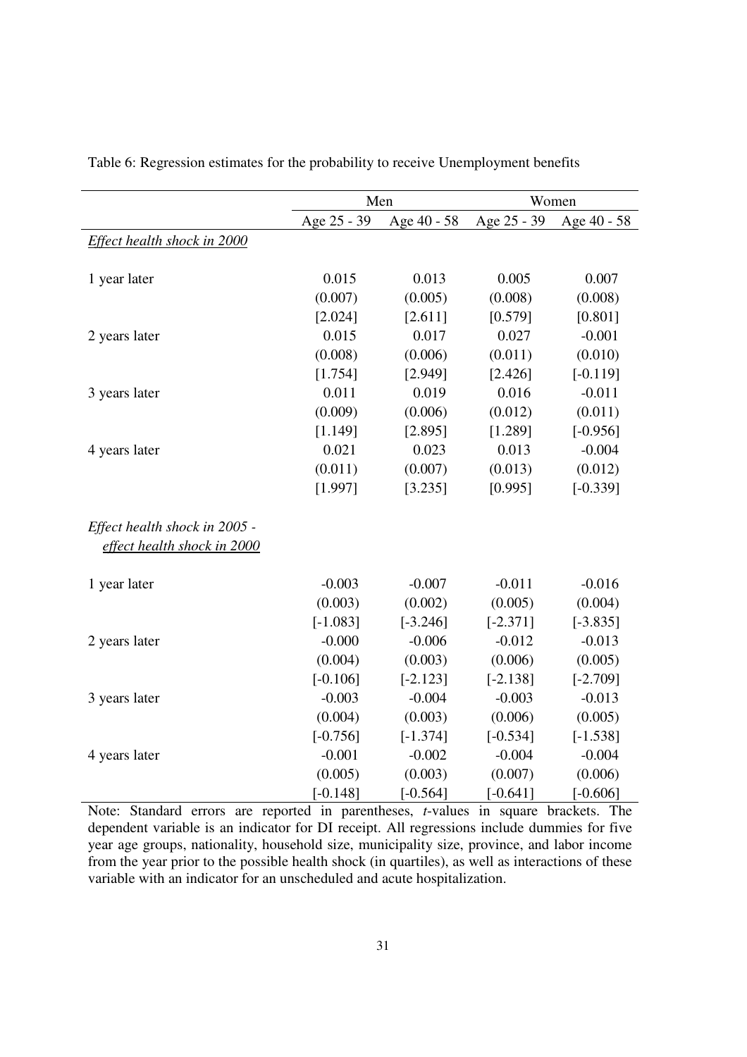Table 6: Regression estimates for the probability to receive Unemployment benefits

| | Men | | Women | |
|---|---|---|---|---|
| | Age 25 - 39 | Age 40 - 58 | Age 25 - 39 | Age 40 - 58 |
| *Effect health shock in 2000* | | | | |
| 1 year later | 0.015 | 0.013 | 0.005 | 0.007 |
| | (0.007) | (0.005) | (0.008) | (0.008) |
| | [2.024] | [2.611] | [0.579] | [0.801] |
| 2 years later | 0.015 | 0.017 | 0.027 | -0.001 |
| | (0.008) | (0.006) | (0.011) | (0.010) |
| | [1.754] | [2.949] | [2.426] | [-0.119] |
| 3 years later | 0.011 | 0.019 | 0.016 | -0.011 |
| | (0.009) | (0.006) | (0.012) | (0.011) |
| | [1.149] | [2.895] | [1.289] | [-0.956] |
| 4 years later | 0.021 | 0.023 | 0.013 | -0.004 |
| | (0.011) | (0.007) | (0.013) | (0.012) |
| | [1.997] | [3.235] | [0.995] | [-0.339] |
| *Effect health shock in 2005 - effect health shock in 2000* | | | | |
| 1 year later | -0.003 | -0.007 | -0.011 | -0.016 |
| | (0.003) | (0.002) | (0.005) | (0.004) |
| | [-1.083] | [-3.246] | [-2.371] | [-3.835] |
| 2 years later | -0.000 | -0.006 | -0.012 | -0.013 |
| | (0.004) | (0.003) | (0.006) | (0.005) |
| | [-0.106] | [-2.123] | [-2.138] | [-2.709] |
| 3 years later | -0.003 | -0.004 | -0.003 | -0.013 |
| | (0.004) | (0.003) | (0.006) | (0.005) |
| | [-0.756] | [-1.374] | [-0.534] | [-1.538] |
| 4 years later | -0.001 | -0.002 | -0.004 | -0.004 |
| | (0.005) | (0.003) | (0.007) | (0.006) |
| | [-0.148] | [-0.564] | [-0.641] | [-0.606] |

Note: Standard errors are reported in parentheses, *t*-values in square brackets. The dependent variable is an indicator for DI receipt. All regressions include dummies for five year age groups, nationality, household size, municipality size, province, and labor income from the year prior to the possible health shock (in quartiles), as well as interactions of these variable with an indicator for an unscheduled and acute hospitalization.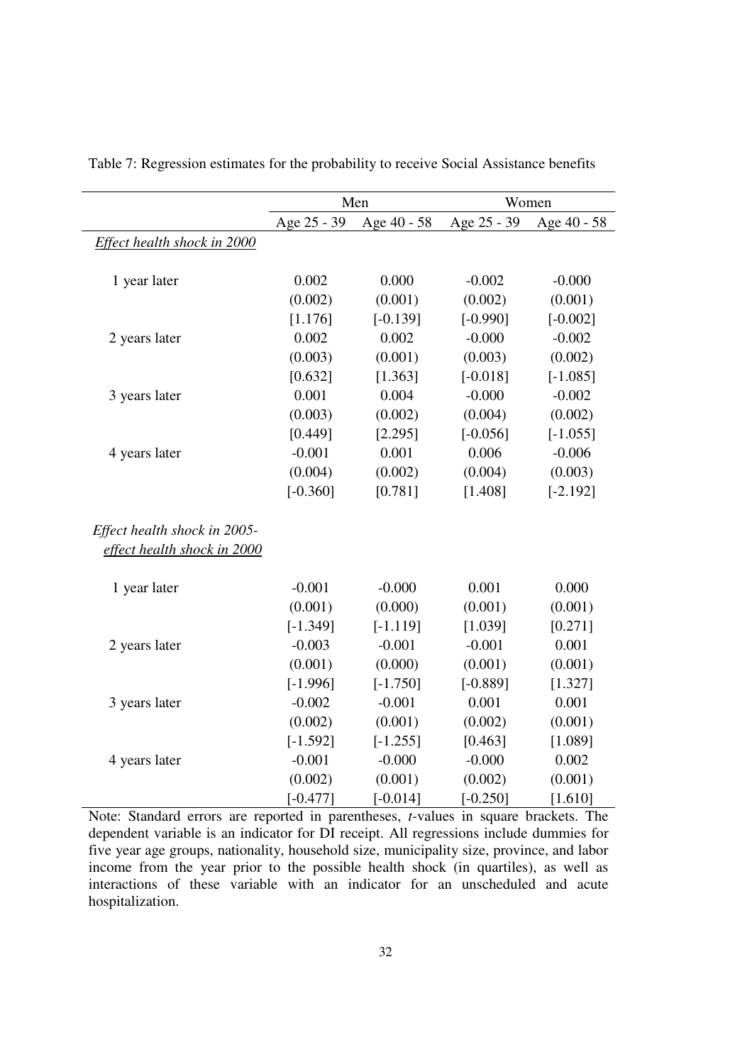Table 7: Regression estimates for the probability to receive Social Assistance benefits

| | Men | | Women | |
|---|---|---|---|---|
| | Age 25 - 39 | Age 40 - 58 | Age 25 - 39 | Age 40 - 58 |
| *Effect health shock in 2000* | | | | |
| 1 year later | 0.002 | 0.000 | -0.002 | -0.000 |
| | (0.002) | (0.001) | (0.002) | (0.001) |
| | [1.176] | [-0.139] | [-0.990] | [-0.002] |
| 2 years later | 0.002 | 0.002 | -0.000 | -0.002 |
| | (0.003) | (0.001) | (0.003) | (0.002) |
| | [0.632] | [1.363] | [-0.018] | [-1.085] |
| 3 years later | 0.001 | 0.004 | -0.000 | -0.002 |
| | (0.003) | (0.002) | (0.004) | (0.002) |
| | [0.449] | [2.295] | [-0.056] | [-1.055] |
| 4 years later | -0.001 | 0.001 | 0.006 | -0.006 |
| | (0.004) | (0.002) | (0.004) | (0.003) |
| | [-0.360] | [0.781] | [1.408] | [-2.192] |
| *Effect health shock in 2005- effect health shock in 2000* | | | | |
| 1 year later | -0.001 | -0.000 | 0.001 | 0.000 |
| | (0.001) | (0.000) | (0.001) | (0.001) |
| | [-1.349] | [-1.119] | [1.039] | [0.271] |
| 2 years later | -0.003 | -0.001 | -0.001 | 0.001 |
| | (0.001) | (0.000) | (0.001) | (0.001) |
| | [-1.996] | [-1.750] | [-0.889] | [1.327] |
| 3 years later | -0.002 | -0.001 | 0.001 | 0.001 |
| | (0.002) | (0.001) | (0.002) | (0.001) |
| | [-1.592] | [-1.255] | [0.463] | [1.089] |
| 4 years later | -0.001 | -0.000 | -0.000 | 0.002 |
| | (0.002) | (0.001) | (0.002) | (0.001) |
| | [-0.477] | [-0.014] | [-0.250] | [1.610] |

Note: Standard errors are reported in parentheses, *t*-values in square brackets. The dependent variable is an indicator for DI receipt. All regressions include dummies for five year age groups, nationality, household size, municipality size, province, and labor income from the year prior to the possible health shock (in quartiles), as well as interactions of these variable with an indicator for an unscheduled and acute hospitalization.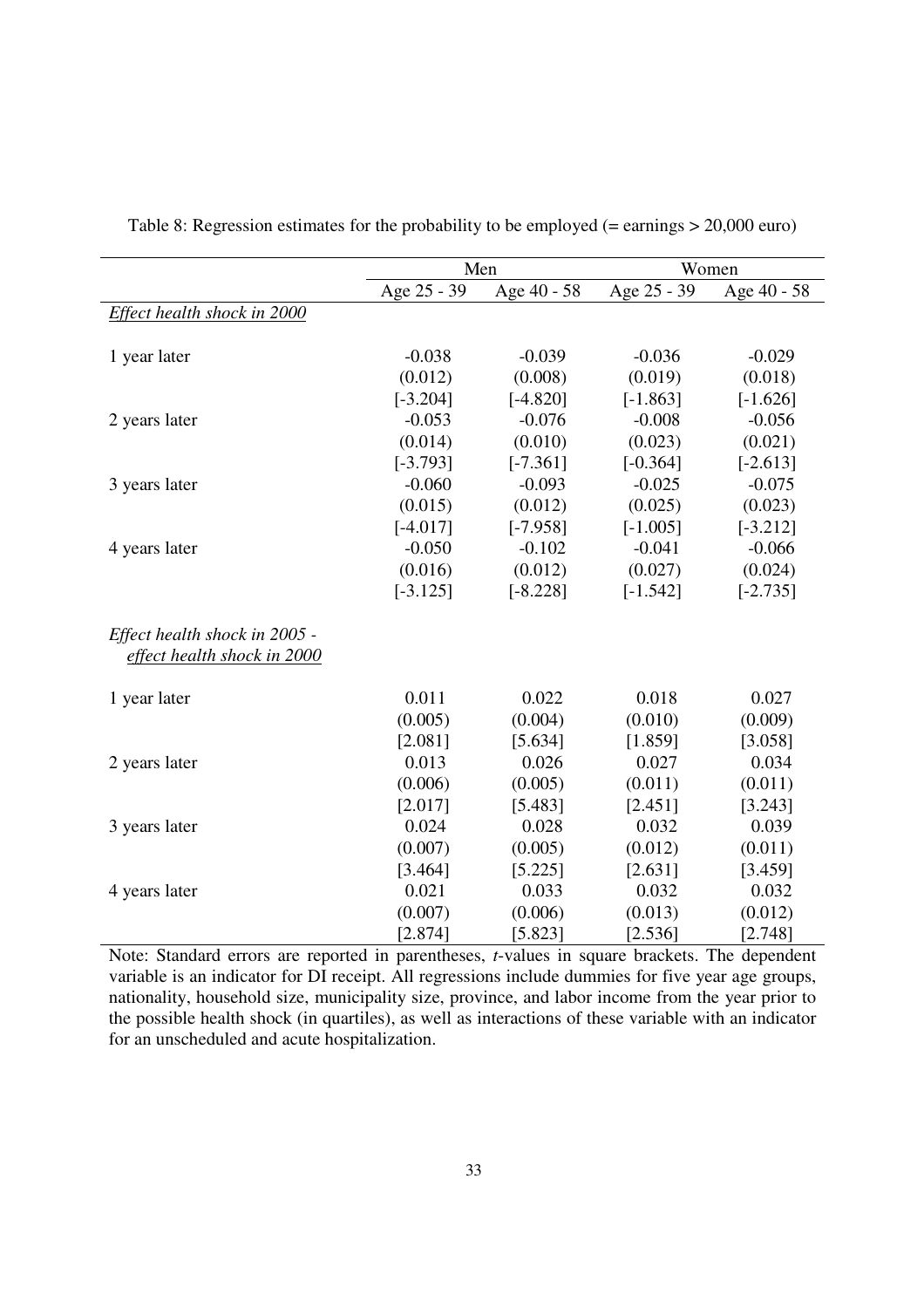Table 8: Regression estimates for the probability to be employed (= earnings > 20,000 euro)

| | Men | | Women | |
|---|---|---|---|---|
| | Age 25 - 39 | Age 40 - 58 | Age 25 - 39 | Age 40 - 58 |
| *Effect health shock in 2000* | | | | |
| 1 year later | -0.038 | -0.039 | -0.036 | -0.029 |
| | (0.012) | (0.008) | (0.019) | (0.018) |
| | [-3.204] | [-4.820] | [-1.863] | [-1.626] |
| 2 years later | -0.053 | -0.076 | -0.008 | -0.056 |
| | (0.014) | (0.010) | (0.023) | (0.021) |
| | [-3.793] | [-7.361] | [-0.364] | [-2.613] |
| 3 years later | -0.060 | -0.093 | -0.025 | -0.075 |
| | (0.015) | (0.012) | (0.025) | (0.023) |
| | [-4.017] | [-7.958] | [-1.005] | [-3.212] |
| 4 years later | -0.050 | -0.102 | -0.041 | -0.066 |
| | (0.016) | (0.012) | (0.027) | (0.024) |
| | [-3.125] | [-8.228] | [-1.542] | [-2.735] |
| *Effect health shock in 2005 - effect health shock in 2000* | | | | |
| 1 year later | 0.011 | 0.022 | 0.018 | 0.027 |
| | (0.005) | (0.004) | (0.010) | (0.009) |
| | [2.081] | [5.634] | [1.859] | [3.058] |
| 2 years later | 0.013 | 0.026 | 0.027 | 0.034 |
| | (0.006) | (0.005) | (0.011) | (0.011) |
| | [2.017] | [5.483] | [2.451] | [3.243] |
| 3 years later | 0.024 | 0.028 | 0.032 | 0.039 |
| | (0.007) | (0.005) | (0.012) | (0.011) |
| | [3.464] | [5.225] | [2.631] | [3.459] |
| 4 years later | 0.021 | 0.033 | 0.032 | 0.032 |
| | (0.007) | (0.006) | (0.013) | (0.012) |
| | [2.874] | [5.823] | [2.536] | [2.748] |

Note: Standard errors are reported in parentheses, *t*-values in square brackets. The dependent variable is an indicator for DI receipt. All regressions include dummies for five year age groups, nationality, household size, municipality size, province, and labor income from the year prior to the possible health shock (in quartiles), as well as interactions of these variable with an indicator for an unscheduled and acute hospitalization.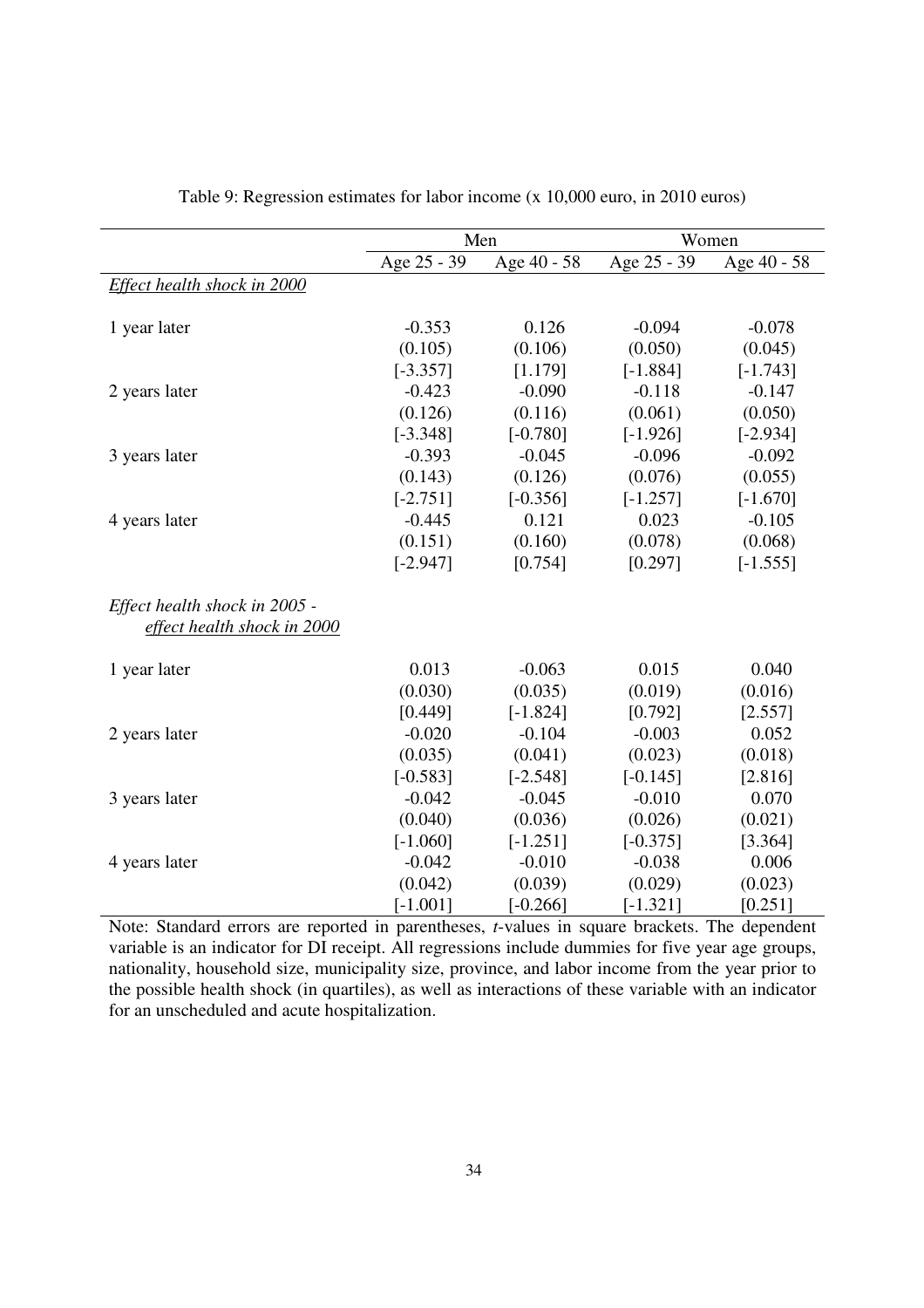Table 9: Regression estimates for labor income (x 10,000 euro, in 2010 euros)

| | Men | | Women | |
|---|---|---|---|---|
| | Age 25 - 39 | Age 40 - 58 | Age 25 - 39 | Age 40 - 58 |
| *Effect health shock in 2000* | | | | |
| 1 year later | -0.353 | 0.126 | -0.094 | -0.078 |
| | (0.105) | (0.106) | (0.050) | (0.045) |
| | [-3.357] | [1.179] | [-1.884] | [-1.743] |
| 2 years later | -0.423 | -0.090 | -0.118 | -0.147 |
| | (0.126) | (0.116) | (0.061) | (0.050) |
| | [-3.348] | [-0.780] | [-1.926] | [-2.934] |
| 3 years later | -0.393 | -0.045 | -0.096 | -0.092 |
| | (0.143) | (0.126) | (0.076) | (0.055) |
| | [-2.751] | [-0.356] | [-1.257] | [-1.670] |
| 4 years later | -0.445 | 0.121 | 0.023 | -0.105 |
| | (0.151) | (0.160) | (0.078) | (0.068) |
| | [-2.947] | [0.754] | [0.297] | [-1.555] |
| *Effect health shock in 2005 - effect health shock in 2000* | | | | |
| 1 year later | 0.013 | -0.063 | 0.015 | 0.040 |
| | (0.030) | (0.035) | (0.019) | (0.016) |
| | [0.449] | [-1.824] | [0.792] | [2.557] |
| 2 years later | -0.020 | -0.104 | -0.003 | 0.052 |
| | (0.035) | (0.041) | (0.023) | (0.018) |
| | [-0.583] | [-2.548] | [-0.145] | [2.816] |
| 3 years later | -0.042 | -0.045 | -0.010 | 0.070 |
| | (0.040) | (0.036) | (0.026) | (0.021) |
| | [-1.060] | [-1.251] | [-0.375] | [3.364] |
| 4 years later | -0.042 | -0.010 | -0.038 | 0.006 |
| | (0.042) | (0.039) | (0.029) | (0.023) |
| | [-1.001] | [-0.266] | [-1.321] | [0.251] |

Note: Standard errors are reported in parentheses, *t*-values in square brackets. The dependent variable is an indicator for DI receipt. All regressions include dummies for five year age groups, nationality, household size, municipality size, province, and labor income from the year prior to the possible health shock (in quartiles), as well as interactions of these variable with an indicator for an unscheduled and acute hospitalization.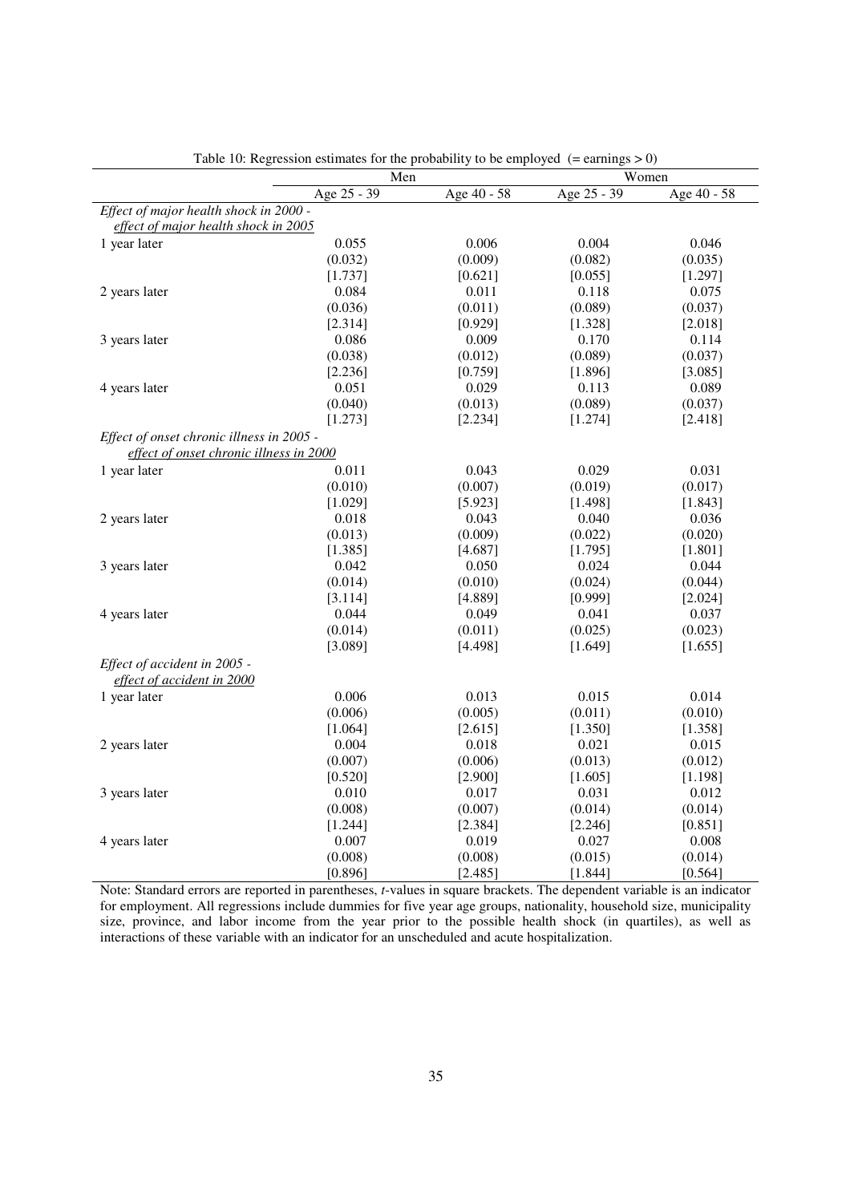Table 10: Regression estimates for the probability to be employed (= earnings > 0)

| | Men | | Women | |
|---|---|---|---|---|
| | Age 25 - 39 | Age 40 - 58 | Age 25 - 39 | Age 40 - 58 |
| *Effect of major health shock in 2000 - effect of major health shock in 2005* | | | | |
| 1 year later | 0.055 | 0.006 | 0.004 | 0.046 |
| | (0.032) | (0.009) | (0.082) | (0.035) |
| | [1.737] | [0.621] | [0.055] | [1.297] |
| 2 years later | 0.084 | 0.011 | 0.118 | 0.075 |
| | (0.036) | (0.011) | (0.089) | (0.037) |
| | [2.314] | [0.929] | [1.328] | [2.018] |
| 3 years later | 0.086 | 0.009 | 0.170 | 0.114 |
| | (0.038) | (0.012) | (0.089) | (0.037) |
| | [2.236] | [0.759] | [1.896] | [3.085] |
| 4 years later | 0.051 | 0.029 | 0.113 | 0.089 |
| | (0.040) | (0.013) | (0.089) | (0.037) |
| | [1.273] | [2.234] | [1.274] | [2.418] |
| *Effect of onset chronic illness in 2005 - effect of onset chronic illness in 2000* | | | | |
| 1 year later | 0.011 | 0.043 | 0.029 | 0.031 |
| | (0.010) | (0.007) | (0.019) | (0.017) |
| | [1.029] | [5.923] | [1.498] | [1.843] |
| 2 years later | 0.018 | 0.043 | 0.040 | 0.036 |
| | (0.013) | (0.009) | (0.022) | (0.020) |
| | [1.385] | [4.687] | [1.795] | [1.801] |
| 3 years later | 0.042 | 0.050 | 0.024 | 0.044 |
| | (0.014) | (0.010) | (0.024) | (0.044) |
| | [3.114] | [4.889] | [0.999] | [2.024] |
| 4 years later | 0.044 | 0.049 | 0.041 | 0.037 |
| | (0.014) | (0.011) | (0.025) | (0.023) |
| | [3.089] | [4.498] | [1.649] | [1.655] |
| *Effect of accident in 2005 - effect of accident in 2000* | | | | |
| 1 year later | 0.006 | 0.013 | 0.015 | 0.014 |
| | (0.006) | (0.005) | (0.011) | (0.010) |
| | [1.064] | [2.615] | [1.350] | [1.358] |
| 2 years later | 0.004 | 0.018 | 0.021 | 0.015 |
| | (0.007) | (0.006) | (0.013) | (0.012) |
| | [0.520] | [2.900] | [1.605] | [1.198] |
| 3 years later | 0.010 | 0.017 | 0.031 | 0.012 |
| | (0.008) | (0.007) | (0.014) | (0.014) |
| | [1.244] | [2.384] | [2.246] | [0.851] |
| 4 years later | 0.007 | 0.019 | 0.027 | 0.008 |
| | (0.008) | (0.008) | (0.015) | (0.014) |
| | [0.896] | [2.485] | [1.844] | [0.564] |

Note: Standard errors are reported in parentheses, *t*-values in square brackets. The dependent variable is an indicator for employment. All regressions include dummies for five year age groups, nationality, household size, municipality size, province, and labor income from the year prior to the possible health shock (in quartiles), as well as interactions of these variable with an indicator for an unscheduled and acute hospitalization.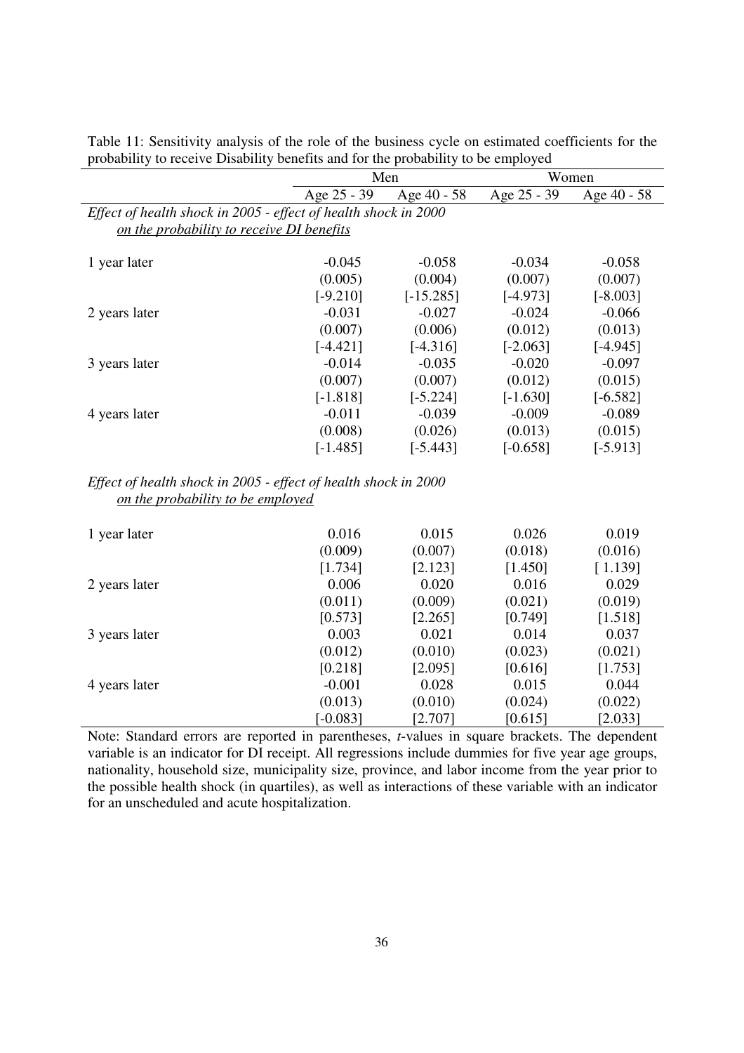Table 11: Sensitivity analysis of the role of the business cycle on estimated coefficients for the probability to receive Disability benefits and for the probability to be employed

| | Men | | Women | |
|---|---|---|---|---|
| | Age 25 - 39 | Age 40 - 58 | Age 25 - 39 | Age 40 - 58 |
| *Effect of health shock in 2005 - effect of health shock in 2000* | | | | |
| *on the probability to receive DI benefits* | | | | |
| 1 year later | -0.045 | -0.058 | -0.034 | -0.058 |
| | (0.005) | (0.004) | (0.007) | (0.007) |
| | [-9.210] | [-15.285] | [-4.973] | [-8.003] |
| 2 years later | -0.031 | -0.027 | -0.024 | -0.066 |
| | (0.007) | (0.006) | (0.012) | (0.013) |
| | [-4.421] | [-4.316] | [-2.063] | [-4.945] |
| 3 years later | -0.014 | -0.035 | -0.020 | -0.097 |
| | (0.007) | (0.007) | (0.012) | (0.015) |
| | [-1.818] | [-5.224] | [-1.630] | [-6.582] |
| 4 years later | -0.011 | -0.039 | -0.009 | -0.089 |
| | (0.008) | (0.026) | (0.013) | (0.015) |
| | [-1.485] | [-5.443] | [-0.658] | [-5.913] |
| *Effect of health shock in 2005 - effect of health shock in 2000* | | | | |
| *on the probability to be employed* | | | | |
| 1 year later | 0.016 | 0.015 | 0.026 | 0.019 |
| | (0.009) | (0.007) | (0.018) | (0.016) |
| | [1.734] | [2.123] | [1.450] | [ 1.139] |
| 2 years later | 0.006 | 0.020 | 0.016 | 0.029 |
| | (0.011) | (0.009) | (0.021) | (0.019) |
| | [0.573] | [2.265] | [0.749] | [1.518] |
| 3 years later | 0.003 | 0.021 | 0.014 | 0.037 |
| | (0.012) | (0.010) | (0.023) | (0.021) |
| | [0.218] | [2.095] | [0.616] | [1.753] |
| 4 years later | -0.001 | 0.028 | 0.015 | 0.044 |
| | (0.013) | (0.010) | (0.024) | (0.022) |
| | [-0.083] | [2.707] | [0.615] | [2.033] |

Note: Standard errors are reported in parentheses, *t*-values in square brackets. The dependent variable is an indicator for DI receipt. All regressions include dummies for five year age groups, nationality, household size, municipality size, province, and labor income from the year prior to the possible health shock (in quartiles), as well as interactions of these variable with an indicator for an unscheduled and acute hospitalization.